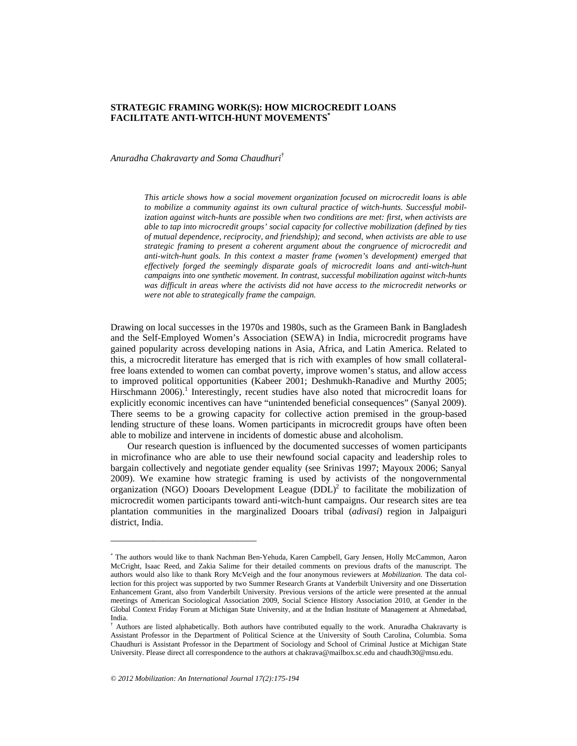# STRATEGIC FRAMING WORK(S): HOW MICROCREDIT LOANS FACILITATE ANTI-WITCH-HUNT MOVEMENTS[*]

*Anuradha Chakravarty and Soma Chaudhuri*[†]

*This article shows how a social movement organization focused on microcredit loans is able to mobilize a community against its own cultural practice of witch-hunts. Successful mobilization against witch-hunts are possible when two conditions are met: first, when activists are able to tap into microcredit groups' social capacity for collective mobilization (defined by ties of mutual dependence, reciprocity, and friendship); and second, when activists are able to use strategic framing to present a coherent argument about the congruence of microcredit and anti-witch-hunt goals. In this context a master frame (women's development) emerged that effectively forged the seemingly disparate goals of microcredit loans and anti-witch-hunt campaigns into one synthetic movement. In contrast, successful mobilization against witch-hunts was difficult in areas where the activists did not have access to the microcredit networks or were not able to strategically frame the campaign.*

Drawing on local successes in the 1970s and 1980s, such as the Grameen Bank in Bangladesh and the Self-Employed Women's Association (SEWA) in India, microcredit programs have gained popularity across developing nations in Asia, Africa, and Latin America. Related to this, a microcredit literature has emerged that is rich with examples of how small collateral-free loans extended to women can combat poverty, improve women's status, and allow access to improved political opportunities (Kabeer 2001; Deshmukh-Ranadive and Murthy 2005; Hirschmann 2006).[1] Interestingly, recent studies have also noted that microcredit loans for explicitly economic incentives can have "unintended beneficial consequences" (Sanyal 2009). There seems to be a growing capacity for collective action premised in the group-based lending structure of these loans. Women participants in microcredit groups have often been able to mobilize and intervene in incidents of domestic abuse and alcoholism.

Our research question is influenced by the documented successes of women participants in microfinance who are able to use their newfound social capacity and leadership roles to bargain collectively and negotiate gender equality (see Srinivas 1997; Mayoux 2006; Sanyal 2009). We examine how strategic framing is used by activists of the nongovernmental organization (NGO) Dooars Development League (DDL)[2] to facilitate the mobilization of microcredit women participants toward anti-witch-hunt campaigns. Our research sites are tea plantation communities in the marginalized Dooars tribal (*adivasi*) region in Jalpaiguri district, India.

---

[*] The authors would like to thank Nachman Ben-Yehuda, Karen Campbell, Gary Jensen, Holly McCammon, Aaron McCright, Isaac Reed, and Zakia Salime for their detailed comments on previous drafts of the manuscript. The authors would also like to thank Rory McVeigh and the four anonymous reviewers at *Mobilization*. The data collection for this project was supported by two Summer Research Grants at Vanderbilt University and one Dissertation Enhancement Grant, also from Vanderbilt University. Previous versions of the article were presented at the annual meetings of American Sociological Association 2009, Social Science History Association 2010, at Gender in the Global Context Friday Forum at Michigan State University, and at the Indian Institute of Management at Ahmedabad, India.

[†] Authors are listed alphabetically. Both authors have contributed equally to the work. Anuradha Chakravarty is Assistant Professor in the Department of Political Science at the University of South Carolina, Columbia. Soma Chaudhuri is Assistant Professor in the Department of Sociology and School of Criminal Justice at Michigan State University. Please direct all correspondence to the authors at chakrava@mailbox.sc.edu and chaudh30@msu.edu.

*© 2012 Mobilization: An International Journal 17(2):175-194*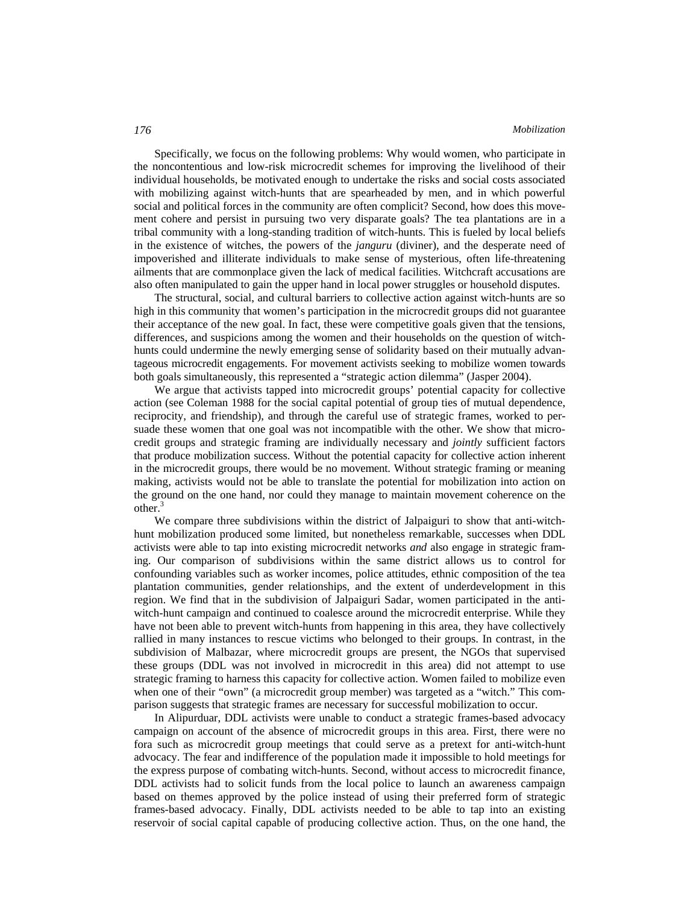Specifically, we focus on the following problems: Why would women, who participate in the noncontentious and low-risk microcredit schemes for improving the livelihood of their individual households, be motivated enough to undertake the risks and social costs associated with mobilizing against witch-hunts that are spearheaded by men, and in which powerful social and political forces in the community are often complicit? Second, how does this movement cohere and persist in pursuing two very disparate goals? The tea plantations are in a tribal community with a long-standing tradition of witch-hunts. This is fueled by local beliefs in the existence of witches, the powers of the *janguru* (diviner), and the desperate need of impoverished and illiterate individuals to make sense of mysterious, often life-threatening ailments that are commonplace given the lack of medical facilities. Witchcraft accusations are also often manipulated to gain the upper hand in local power struggles or household disputes.

The structural, social, and cultural barriers to collective action against witch-hunts are so high in this community that women's participation in the microcredit groups did not guarantee their acceptance of the new goal. In fact, these were competitive goals given that the tensions, differences, and suspicions among the women and their households on the question of witch-hunts could undermine the newly emerging sense of solidarity based on their mutually advantageous microcredit engagements. For movement activists seeking to mobilize women towards both goals simultaneously, this represented a "strategic action dilemma" (Jasper 2004).

We argue that activists tapped into microcredit groups' potential capacity for collective action (see Coleman 1988 for the social capital potential of group ties of mutual dependence, reciprocity, and friendship), and through the careful use of strategic frames, worked to persuade these women that one goal was not incompatible with the other. We show that microcredit groups and strategic framing are individually necessary and *jointly* sufficient factors that produce mobilization success. Without the potential capacity for collective action inherent in the microcredit groups, there would be no movement. Without strategic framing or meaning making, activists would not be able to translate the potential for mobilization into action on the ground on the one hand, nor could they manage to maintain movement coherence on the other.[3]

We compare three subdivisions within the district of Jalpaiguri to show that anti-witch-hunt mobilization produced some limited, but nonetheless remarkable, successes when DDL activists were able to tap into existing microcredit networks *and* also engage in strategic framing. Our comparison of subdivisions within the same district allows us to control for confounding variables such as worker incomes, police attitudes, ethnic composition of the tea plantation communities, gender relationships, and the extent of underdevelopment in this region. We find that in the subdivision of Jalpaiguri Sadar, women participated in the anti-witch-hunt campaign and continued to coalesce around the microcredit enterprise. While they have not been able to prevent witch-hunts from happening in this area, they have collectively rallied in many instances to rescue victims who belonged to their groups. In contrast, in the subdivision of Malbazar, where microcredit groups are present, the NGOs that supervised these groups (DDL was not involved in microcredit in this area) did not attempt to use strategic framing to harness this capacity for collective action. Women failed to mobilize even when one of their "own" (a microcredit group member) was targeted as a "witch." This comparison suggests that strategic frames are necessary for successful mobilization to occur.

In Alipurduar, DDL activists were unable to conduct a strategic frames-based advocacy campaign on account of the absence of microcredit groups in this area. First, there were no fora such as microcredit group meetings that could serve as a pretext for anti-witch-hunt advocacy. The fear and indifference of the population made it impossible to hold meetings for the express purpose of combating witch-hunts. Second, without access to microcredit finance, DDL activists had to solicit funds from the local police to launch an awareness campaign based on themes approved by the police instead of using their preferred form of strategic frames-based advocacy. Finally, DDL activists needed to be able to tap into an existing reservoir of social capital capable of producing collective action. Thus, on the one hand, the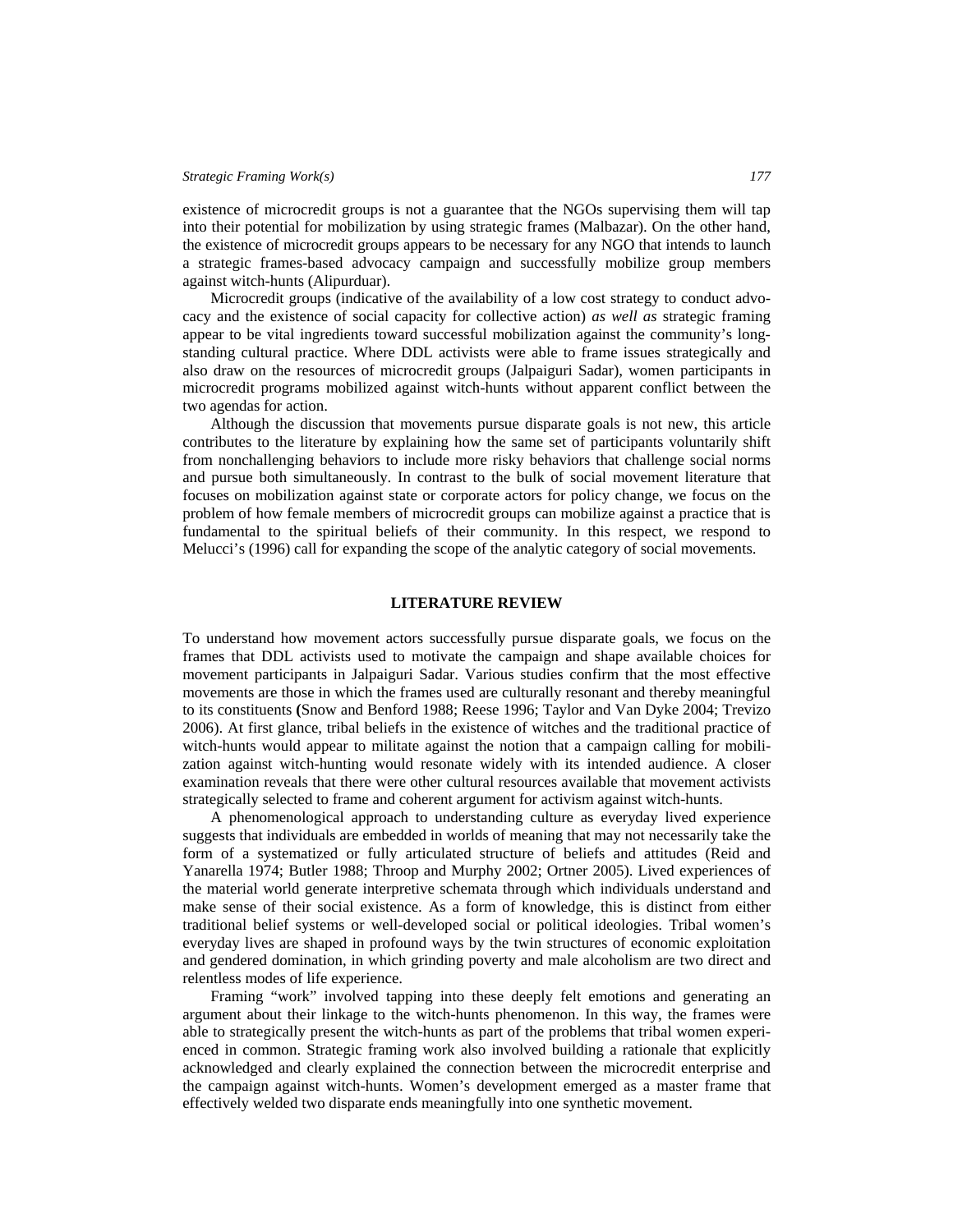existence of microcredit groups is not a guarantee that the NGOs supervising them will tap into their potential for mobilization by using strategic frames (Malbazar). On the other hand, the existence of microcredit groups appears to be necessary for any NGO that intends to launch a strategic frames-based advocacy campaign and successfully mobilize group members against witch-hunts (Alipurduar).

Microcredit groups (indicative of the availability of a low cost strategy to conduct advocacy and the existence of social capacity for collective action) *as well as* strategic framing appear to be vital ingredients toward successful mobilization against the community's longstanding cultural practice. Where DDL activists were able to frame issues strategically and also draw on the resources of microcredit groups (Jalpaiguri Sadar), women participants in microcredit programs mobilized against witch-hunts without apparent conflict between the two agendas for action.

Although the discussion that movements pursue disparate goals is not new, this article contributes to the literature by explaining how the same set of participants voluntarily shift from nonchallenging behaviors to include more risky behaviors that challenge social norms and pursue both simultaneously. In contrast to the bulk of social movement literature that focuses on mobilization against state or corporate actors for policy change, we focus on the problem of how female members of microcredit groups can mobilize against a practice that is fundamental to the spiritual beliefs of their community. In this respect, we respond to Melucci's (1996) call for expanding the scope of the analytic category of social movements.

## LITERATURE REVIEW

To understand how movement actors successfully pursue disparate goals, we focus on the frames that DDL activists used to motivate the campaign and shape available choices for movement participants in Jalpaiguri Sadar. Various studies confirm that the most effective movements are those in which the frames used are culturally resonant and thereby meaningful to its constituents **(**Snow and Benford 1988; Reese 1996; Taylor and Van Dyke 2004; Trevizo 2006). At first glance, tribal beliefs in the existence of witches and the traditional practice of witch-hunts would appear to militate against the notion that a campaign calling for mobilization against witch-hunting would resonate widely with its intended audience. A closer examination reveals that there were other cultural resources available that movement activists strategically selected to frame and coherent argument for activism against witch-hunts.

A phenomenological approach to understanding culture as everyday lived experience suggests that individuals are embedded in worlds of meaning that may not necessarily take the form of a systematized or fully articulated structure of beliefs and attitudes (Reid and Yanarella 1974; Butler 1988; Throop and Murphy 2002; Ortner 2005). Lived experiences of the material world generate interpretive schemata through which individuals understand and make sense of their social existence. As a form of knowledge, this is distinct from either traditional belief systems or well-developed social or political ideologies. Tribal women's everyday lives are shaped in profound ways by the twin structures of economic exploitation and gendered domination, in which grinding poverty and male alcoholism are two direct and relentless modes of life experience.

Framing "work" involved tapping into these deeply felt emotions and generating an argument about their linkage to the witch-hunts phenomenon. In this way, the frames were able to strategically present the witch-hunts as part of the problems that tribal women experienced in common. Strategic framing work also involved building a rationale that explicitly acknowledged and clearly explained the connection between the microcredit enterprise and the campaign against witch-hunts. Women's development emerged as a master frame that effectively welded two disparate ends meaningfully into one synthetic movement.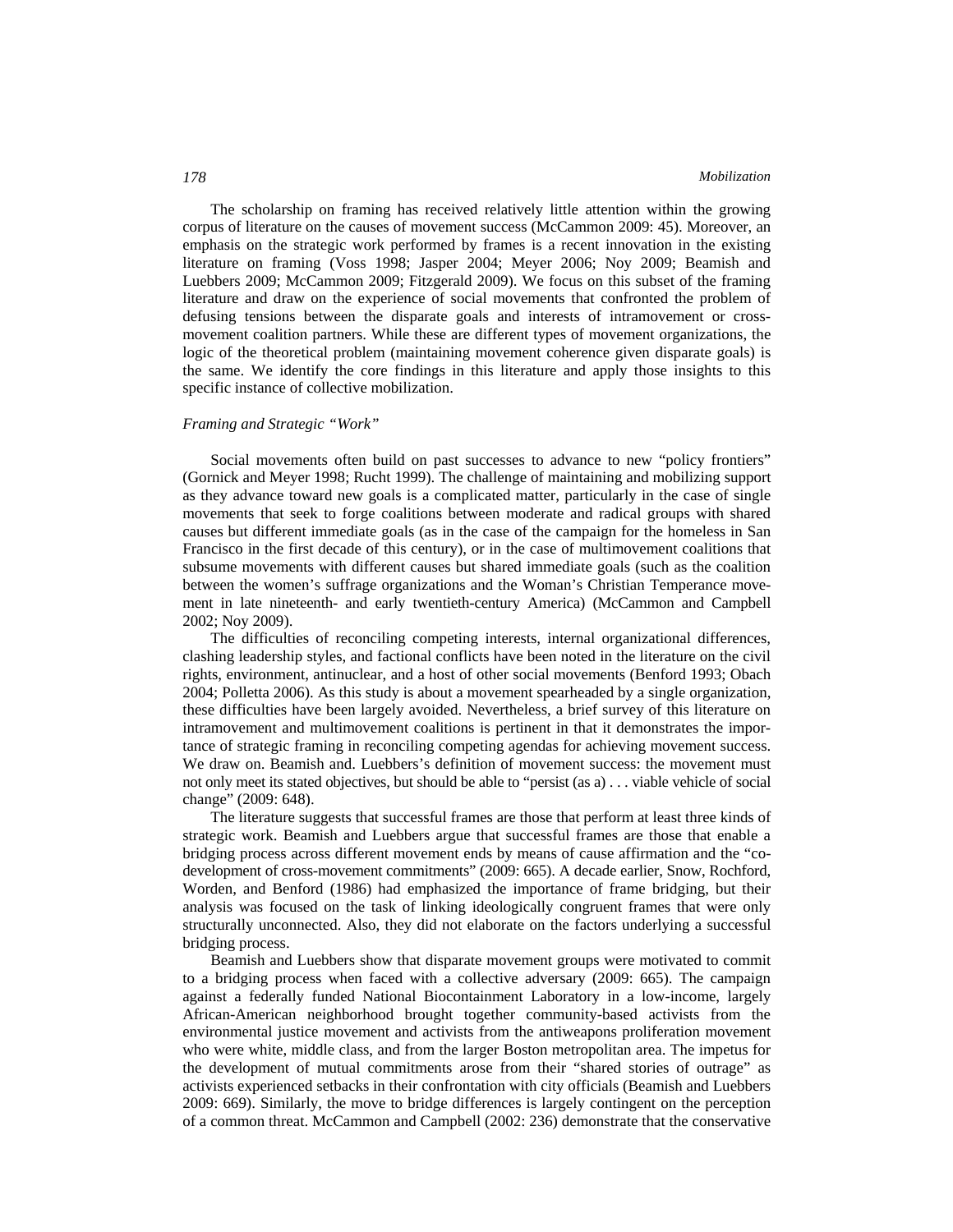The scholarship on framing has received relatively little attention within the growing corpus of literature on the causes of movement success (McCammon 2009: 45). Moreover, an emphasis on the strategic work performed by frames is a recent innovation in the existing literature on framing (Voss 1998; Jasper 2004; Meyer 2006; Noy 2009; Beamish and Luebbers 2009; McCammon 2009; Fitzgerald 2009). We focus on this subset of the framing literature and draw on the experience of social movements that confronted the problem of defusing tensions between the disparate goals and interests of intramovement or cross-movement coalition partners. While these are different types of movement organizations, the logic of the theoretical problem (maintaining movement coherence given disparate goals) is the same. We identify the core findings in this literature and apply those insights to this specific instance of collective mobilization.

*Framing and Strategic "Work"*

Social movements often build on past successes to advance to new "policy frontiers" (Gornick and Meyer 1998; Rucht 1999). The challenge of maintaining and mobilizing support as they advance toward new goals is a complicated matter, particularly in the case of single movements that seek to forge coalitions between moderate and radical groups with shared causes but different immediate goals (as in the case of the campaign for the homeless in San Francisco in the first decade of this century), or in the case of multimovement coalitions that subsume movements with different causes but shared immediate goals (such as the coalition between the women's suffrage organizations and the Woman's Christian Temperance movement in late nineteenth- and early twentieth-century America) (McCammon and Campbell 2002; Noy 2009).

The difficulties of reconciling competing interests, internal organizational differences, clashing leadership styles, and factional conflicts have been noted in the literature on the civil rights, environment, antinuclear, and a host of other social movements (Benford 1993; Obach 2004; Polletta 2006). As this study is about a movement spearheaded by a single organization, these difficulties have been largely avoided. Nevertheless, a brief survey of this literature on intramovement and multimovement coalitions is pertinent in that it demonstrates the importance of strategic framing in reconciling competing agendas for achieving movement success. We draw on. Beamish and. Luebbers's definition of movement success: the movement must not only meet its stated objectives, but should be able to "persist (as a) . . . viable vehicle of social change" (2009: 648).

The literature suggests that successful frames are those that perform at least three kinds of strategic work. Beamish and Luebbers argue that successful frames are those that enable a bridging process across different movement ends by means of cause affirmation and the "co-development of cross-movement commitments" (2009: 665). A decade earlier, Snow, Rochford, Worden, and Benford (1986) had emphasized the importance of frame bridging, but their analysis was focused on the task of linking ideologically congruent frames that were only structurally unconnected. Also, they did not elaborate on the factors underlying a successful bridging process.

Beamish and Luebbers show that disparate movement groups were motivated to commit to a bridging process when faced with a collective adversary (2009: 665). The campaign against a federally funded National Biocontainment Laboratory in a low-income, largely African-American neighborhood brought together community-based activists from the environmental justice movement and activists from the antiweapons proliferation movement who were white, middle class, and from the larger Boston metropolitan area. The impetus for the development of mutual commitments arose from their "shared stories of outrage" as activists experienced setbacks in their confrontation with city officials (Beamish and Luebbers 2009: 669). Similarly, the move to bridge differences is largely contingent on the perception of a common threat. McCammon and Campbell (2002: 236) demonstrate that the conservative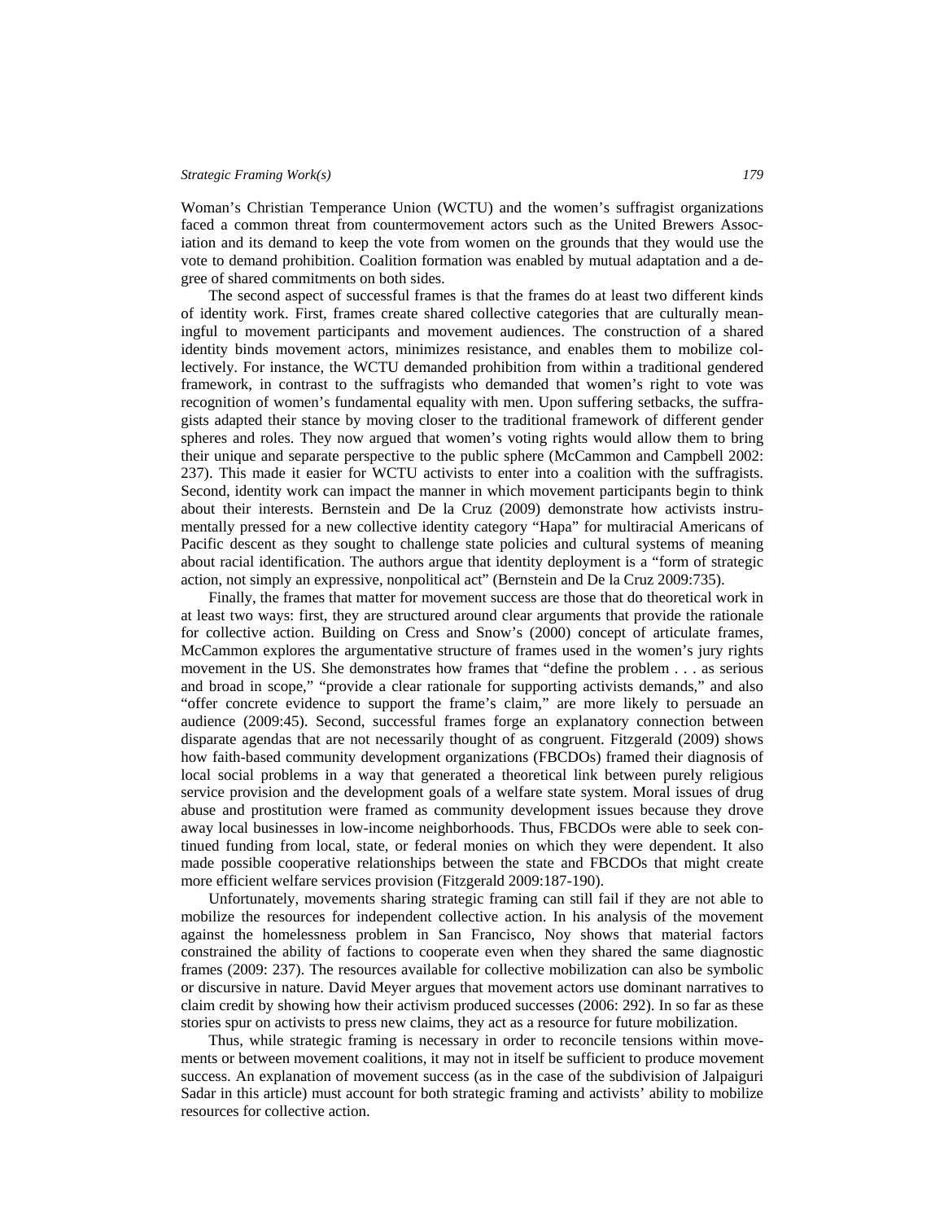Woman's Christian Temperance Union (WCTU) and the women's suffragist organizations faced a common threat from countermovement actors such as the United Brewers Association and its demand to keep the vote from women on the grounds that they would use the vote to demand prohibition. Coalition formation was enabled by mutual adaptation and a degree of shared commitments on both sides.

The second aspect of successful frames is that the frames do at least two different kinds of identity work. First, frames create shared collective categories that are culturally meaningful to movement participants and movement audiences. The construction of a shared identity binds movement actors, minimizes resistance, and enables them to mobilize collectively. For instance, the WCTU demanded prohibition from within a traditional gendered framework, in contrast to the suffragists who demanded that women's right to vote was recognition of women's fundamental equality with men. Upon suffering setbacks, the suffragists adapted their stance by moving closer to the traditional framework of different gender spheres and roles. They now argued that women's voting rights would allow them to bring their unique and separate perspective to the public sphere (McCammon and Campbell 2002: 237). This made it easier for WCTU activists to enter into a coalition with the suffragists. Second, identity work can impact the manner in which movement participants begin to think about their interests. Bernstein and De la Cruz (2009) demonstrate how activists instrumentally pressed for a new collective identity category "Hapa" for multiracial Americans of Pacific descent as they sought to challenge state policies and cultural systems of meaning about racial identification. The authors argue that identity deployment is a "form of strategic action, not simply an expressive, nonpolitical act" (Bernstein and De la Cruz 2009:735).

Finally, the frames that matter for movement success are those that do theoretical work in at least two ways: first, they are structured around clear arguments that provide the rationale for collective action. Building on Cress and Snow's (2000) concept of articulate frames, McCammon explores the argumentative structure of frames used in the women's jury rights movement in the US. She demonstrates how frames that "define the problem . . . as serious and broad in scope," "provide a clear rationale for supporting activists demands," and also "offer concrete evidence to support the frame's claim," are more likely to persuade an audience (2009:45). Second, successful frames forge an explanatory connection between disparate agendas that are not necessarily thought of as congruent. Fitzgerald (2009) shows how faith-based community development organizations (FBCDOs) framed their diagnosis of local social problems in a way that generated a theoretical link between purely religious service provision and the development goals of a welfare state system. Moral issues of drug abuse and prostitution were framed as community development issues because they drove away local businesses in low-income neighborhoods. Thus, FBCDOs were able to seek continued funding from local, state, or federal monies on which they were dependent. It also made possible cooperative relationships between the state and FBCDOs that might create more efficient welfare services provision (Fitzgerald 2009:187-190).

Unfortunately, movements sharing strategic framing can still fail if they are not able to mobilize the resources for independent collective action. In his analysis of the movement against the homelessness problem in San Francisco, Noy shows that material factors constrained the ability of factions to cooperate even when they shared the same diagnostic frames (2009: 237). The resources available for collective mobilization can also be symbolic or discursive in nature. David Meyer argues that movement actors use dominant narratives to claim credit by showing how their activism produced successes (2006: 292). In so far as these stories spur on activists to press new claims, they act as a resource for future mobilization.

Thus, while strategic framing is necessary in order to reconcile tensions within movements or between movement coalitions, it may not in itself be sufficient to produce movement success. An explanation of movement success (as in the case of the subdivision of Jalpaiguri Sadar in this article) must account for both strategic framing and activists' ability to mobilize resources for collective action.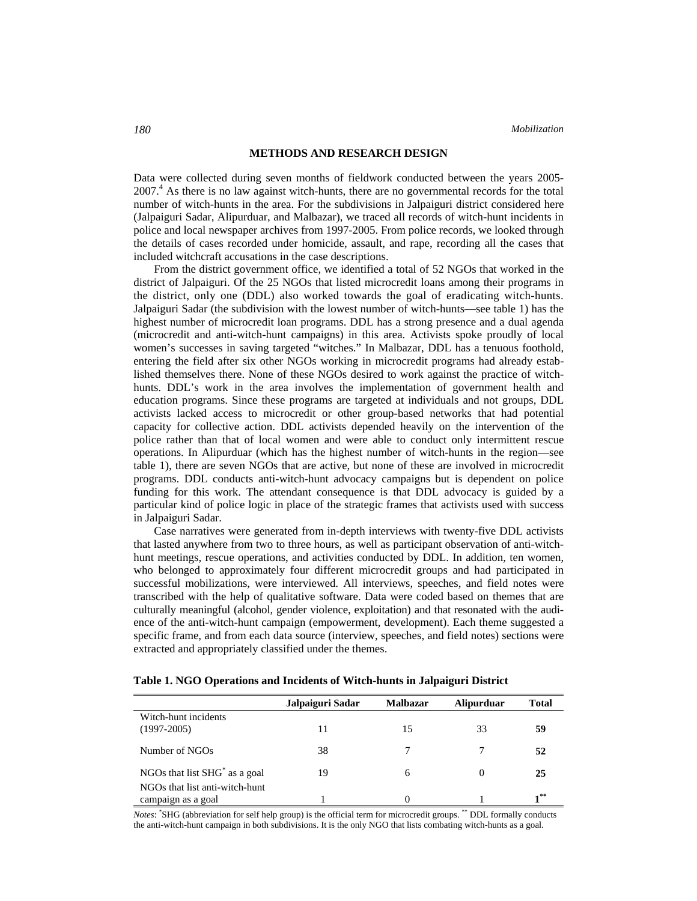## METHODS AND RESEARCH DESIGN

Data were collected during seven months of fieldwork conducted between the years 2005-2007.[4] As there is no law against witch-hunts, there are no governmental records for the total number of witch-hunts in the area. For the subdivisions in Jalpaiguri district considered here (Jalpaiguri Sadar, Alipurduar, and Malbazar), we traced all records of witch-hunt incidents in police and local newspaper archives from 1997-2005. From police records, we looked through the details of cases recorded under homicide, assault, and rape, recording all the cases that included witchcraft accusations in the case descriptions.

From the district government office, we identified a total of 52 NGOs that worked in the district of Jalpaiguri. Of the 25 NGOs that listed microcredit loans among their programs in the district, only one (DDL) also worked towards the goal of eradicating witch-hunts. Jalpaiguri Sadar (the subdivision with the lowest number of witch-hunts—see table 1) has the highest number of microcredit loan programs. DDL has a strong presence and a dual agenda (microcredit and anti-witch-hunt campaigns) in this area. Activists spoke proudly of local women's successes in saving targeted "witches." In Malbazar, DDL has a tenuous foothold, entering the field after six other NGOs working in microcredit programs had already established themselves there. None of these NGOs desired to work against the practice of witch-hunts. DDL's work in the area involves the implementation of government health and education programs. Since these programs are targeted at individuals and not groups, DDL activists lacked access to microcredit or other group-based networks that had potential capacity for collective action. DDL activists depended heavily on the intervention of the police rather than that of local women and were able to conduct only intermittent rescue operations. In Alipurduar (which has the highest number of witch-hunts in the region—see table 1), there are seven NGOs that are active, but none of these are involved in microcredit programs. DDL conducts anti-witch-hunt advocacy campaigns but is dependent on police funding for this work. The attendant consequence is that DDL advocacy is guided by a particular kind of police logic in place of the strategic frames that activists used with success in Jalpaiguri Sadar.

Case narratives were generated from in-depth interviews with twenty-five DDL activists that lasted anywhere from two to three hours, as well as participant observation of anti-witch-hunt meetings, rescue operations, and activities conducted by DDL. In addition, ten women, who belonged to approximately four different microcredit groups and had participated in successful mobilizations, were interviewed. All interviews, speeches, and field notes were transcribed with the help of qualitative software. Data were coded based on themes that are culturally meaningful (alcohol, gender violence, exploitation) and that resonated with the audience of the anti-witch-hunt campaign (empowerment, development). Each theme suggested a specific frame, and from each data source (interview, speeches, and field notes) sections were extracted and appropriately classified under the themes.

**Table 1. NGO Operations and Incidents of Witch-hunts in Jalpaiguri District**

| | Jalpaiguri Sadar | Malbazar | Alipurduar | Total |
|---|---|---|---|---|
| Witch-hunt incidents (1997-2005) | 11 | 15 | 33 | **59** |
| Number of NGOs | 38 | 7 | 7 | **52** |
| NGOs that list SHG* as a goal | 19 | 6 | 0 | **25** |
| NGOs that list anti-witch-hunt campaign as a goal | 1 | 0 | 1 | **1**** |

*Notes*: *SHG (abbreviation for self help group) is the official term for microcredit groups. ** DDL formally conducts the anti-witch-hunt campaign in both subdivisions. It is the only NGO that lists combating witch-hunts as a goal.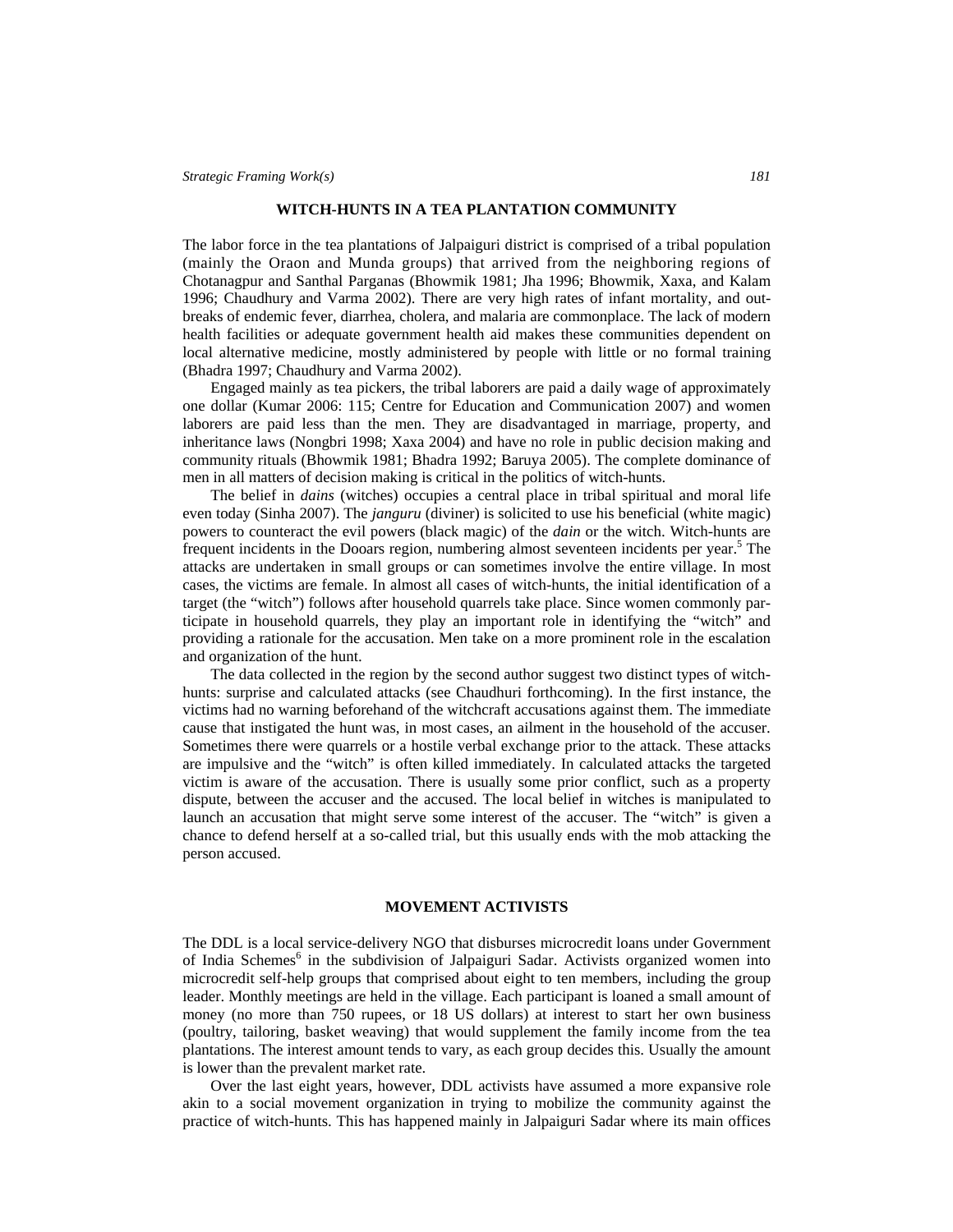## WITCH-HUNTS IN A TEA PLANTATION COMMUNITY

The labor force in the tea plantations of Jalpaiguri district is comprised of a tribal population (mainly the Oraon and Munda groups) that arrived from the neighboring regions of Chotanagpur and Santhal Parganas (Bhowmik 1981; Jha 1996; Bhowmik, Xaxa, and Kalam 1996; Chaudhury and Varma 2002). There are very high rates of infant mortality, and outbreaks of endemic fever, diarrhea, cholera, and malaria are commonplace. The lack of modern health facilities or adequate government health aid makes these communities dependent on local alternative medicine, mostly administered by people with little or no formal training (Bhadra 1997; Chaudhury and Varma 2002).

Engaged mainly as tea pickers, the tribal laborers are paid a daily wage of approximately one dollar (Kumar 2006: 115; Centre for Education and Communication 2007) and women laborers are paid less than the men. They are disadvantaged in marriage, property, and inheritance laws (Nongbri 1998; Xaxa 2004) and have no role in public decision making and community rituals (Bhowmik 1981; Bhadra 1992; Baruya 2005). The complete dominance of men in all matters of decision making is critical in the politics of witch-hunts.

The belief in *dains* (witches) occupies a central place in tribal spiritual and moral life even today (Sinha 2007). The *janguru* (diviner) is solicited to use his beneficial (white magic) powers to counteract the evil powers (black magic) of the *dain* or the witch. Witch-hunts are frequent incidents in the Dooars region, numbering almost seventeen incidents per year.[5] The attacks are undertaken in small groups or can sometimes involve the entire village. In most cases, the victims are female. In almost all cases of witch-hunts, the initial identification of a target (the "witch") follows after household quarrels take place. Since women commonly participate in household quarrels, they play an important role in identifying the "witch" and providing a rationale for the accusation. Men take on a more prominent role in the escalation and organization of the hunt.

The data collected in the region by the second author suggest two distinct types of witch-hunts: surprise and calculated attacks (see Chaudhuri forthcoming). In the first instance, the victims had no warning beforehand of the witchcraft accusations against them. The immediate cause that instigated the hunt was, in most cases, an ailment in the household of the accuser. Sometimes there were quarrels or a hostile verbal exchange prior to the attack. These attacks are impulsive and the "witch" is often killed immediately. In calculated attacks the targeted victim is aware of the accusation. There is usually some prior conflict, such as a property dispute, between the accuser and the accused. The local belief in witches is manipulated to launch an accusation that might serve some interest of the accuser. The "witch" is given a chance to defend herself at a so-called trial, but this usually ends with the mob attacking the person accused.

## MOVEMENT ACTIVISTS

The DDL is a local service-delivery NGO that disburses microcredit loans under Government of India Schemes[6] in the subdivision of Jalpaiguri Sadar. Activists organized women into microcredit self-help groups that comprised about eight to ten members, including the group leader. Monthly meetings are held in the village. Each participant is loaned a small amount of money (no more than 750 rupees, or 18 US dollars) at interest to start her own business (poultry, tailoring, basket weaving) that would supplement the family income from the tea plantations. The interest amount tends to vary, as each group decides this. Usually the amount is lower than the prevalent market rate.

Over the last eight years, however, DDL activists have assumed a more expansive role akin to a social movement organization in trying to mobilize the community against the practice of witch-hunts. This has happened mainly in Jalpaiguri Sadar where its main offices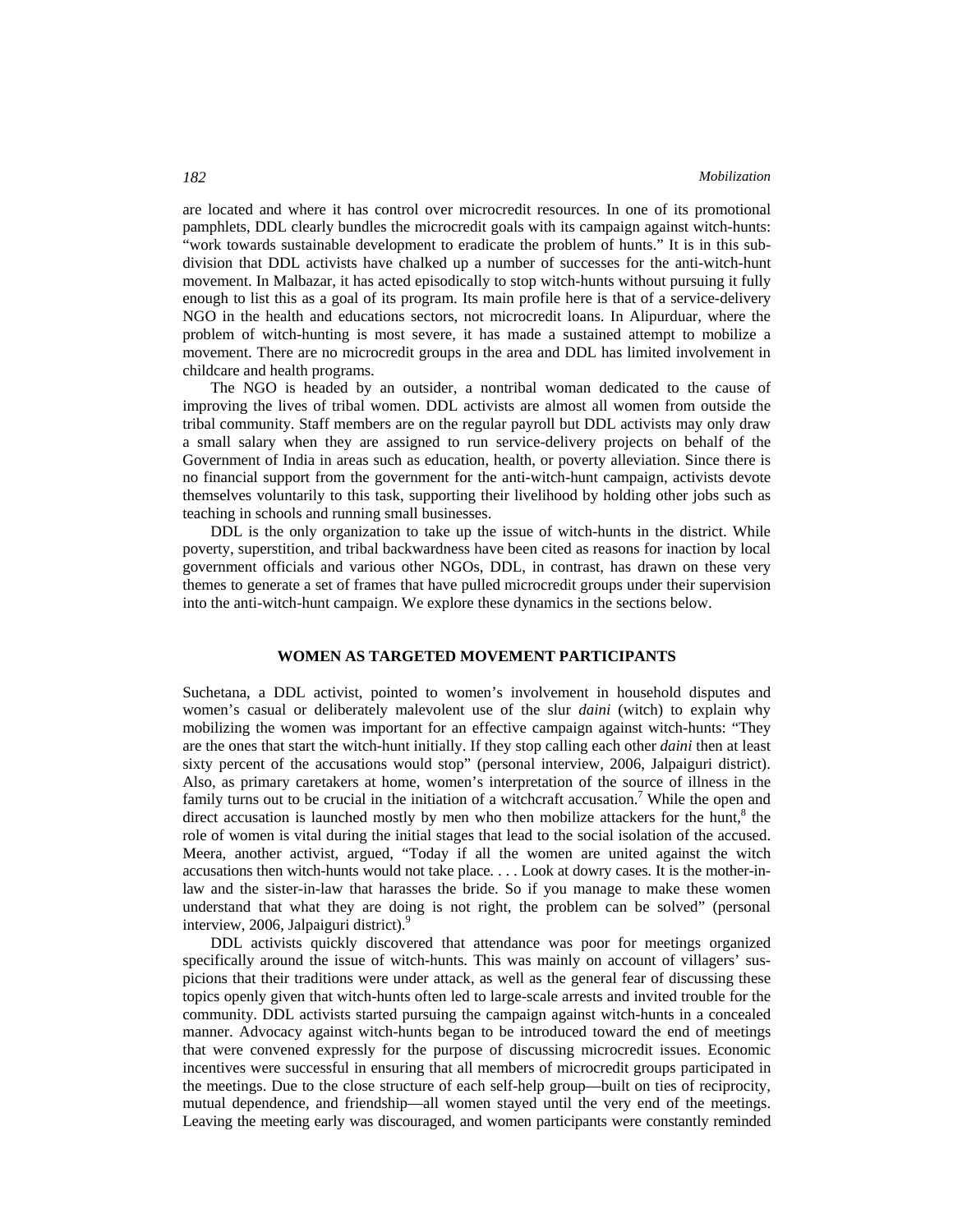are located and where it has control over microcredit resources. In one of its promotional pamphlets, DDL clearly bundles the microcredit goals with its campaign against witch-hunts: "work towards sustainable development to eradicate the problem of hunts." It is in this subdivision that DDL activists have chalked up a number of successes for the anti-witch-hunt movement. In Malbazar, it has acted episodically to stop witch-hunts without pursuing it fully enough to list this as a goal of its program. Its main profile here is that of a service-delivery NGO in the health and educations sectors, not microcredit loans. In Alipurduar, where the problem of witch-hunting is most severe, it has made a sustained attempt to mobilize a movement. There are no microcredit groups in the area and DDL has limited involvement in childcare and health programs.

The NGO is headed by an outsider, a nontribal woman dedicated to the cause of improving the lives of tribal women. DDL activists are almost all women from outside the tribal community. Staff members are on the regular payroll but DDL activists may only draw a small salary when they are assigned to run service-delivery projects on behalf of the Government of India in areas such as education, health, or poverty alleviation. Since there is no financial support from the government for the anti-witch-hunt campaign, activists devote themselves voluntarily to this task, supporting their livelihood by holding other jobs such as teaching in schools and running small businesses.

DDL is the only organization to take up the issue of witch-hunts in the district. While poverty, superstition, and tribal backwardness have been cited as reasons for inaction by local government officials and various other NGOs, DDL, in contrast, has drawn on these very themes to generate a set of frames that have pulled microcredit groups under their supervision into the anti-witch-hunt campaign. We explore these dynamics in the sections below.

## WOMEN AS TARGETED MOVEMENT PARTICIPANTS

Suchetana, a DDL activist, pointed to women's involvement in household disputes and women's casual or deliberately malevolent use of the slur *daini* (witch) to explain why mobilizing the women was important for an effective campaign against witch-hunts: "They are the ones that start the witch-hunt initially. If they stop calling each other *daini* then at least sixty percent of the accusations would stop" (personal interview, 2006, Jalpaiguri district). Also, as primary caretakers at home, women's interpretation of the source of illness in the family turns out to be crucial in the initiation of a witchcraft accusation.[7] While the open and direct accusation is launched mostly by men who then mobilize attackers for the hunt,[8] the role of women is vital during the initial stages that lead to the social isolation of the accused. Meera, another activist, argued, "Today if all the women are united against the witch accusations then witch-hunts would not take place. . . . Look at dowry cases. It is the mother-in-law and the sister-in-law that harasses the bride. So if you manage to make these women understand that what they are doing is not right, the problem can be solved" (personal interview, 2006, Jalpaiguri district).[9]

DDL activists quickly discovered that attendance was poor for meetings organized specifically around the issue of witch-hunts. This was mainly on account of villagers' suspicions that their traditions were under attack, as well as the general fear of discussing these topics openly given that witch-hunts often led to large-scale arrests and invited trouble for the community. DDL activists started pursuing the campaign against witch-hunts in a concealed manner. Advocacy against witch-hunts began to be introduced toward the end of meetings that were convened expressly for the purpose of discussing microcredit issues. Economic incentives were successful in ensuring that all members of microcredit groups participated in the meetings. Due to the close structure of each self-help group—built on ties of reciprocity, mutual dependence, and friendship—all women stayed until the very end of the meetings. Leaving the meeting early was discouraged, and women participants were constantly reminded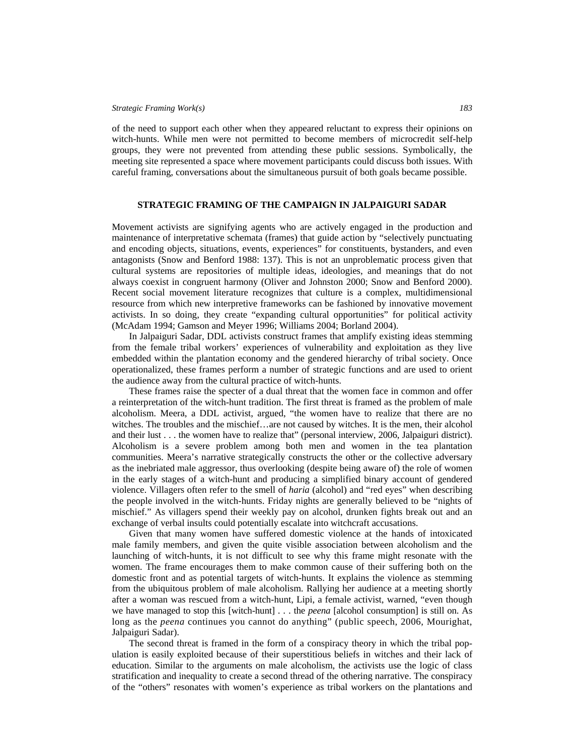of the need to support each other when they appeared reluctant to express their opinions on witch-hunts. While men were not permitted to become members of microcredit self-help groups, they were not prevented from attending these public sessions. Symbolically, the meeting site represented a space where movement participants could discuss both issues. With careful framing, conversations about the simultaneous pursuit of both goals became possible.

## STRATEGIC FRAMING OF THE CAMPAIGN IN JALPAIGURI SADAR

Movement activists are signifying agents who are actively engaged in the production and maintenance of interpretative schemata (frames) that guide action by "selectively punctuating and encoding objects, situations, events, experiences" for constituents, bystanders, and even antagonists (Snow and Benford 1988: 137). This is not an unproblematic process given that cultural systems are repositories of multiple ideas, ideologies, and meanings that do not always coexist in congruent harmony (Oliver and Johnston 2000; Snow and Benford 2000). Recent social movement literature recognizes that culture is a complex, multidimensional resource from which new interpretive frameworks can be fashioned by innovative movement activists. In so doing, they create "expanding cultural opportunities" for political activity (McAdam 1994; Gamson and Meyer 1996; Williams 2004; Borland 2004).

In Jalpaiguri Sadar, DDL activists construct frames that amplify existing ideas stemming from the female tribal workers' experiences of vulnerability and exploitation as they live embedded within the plantation economy and the gendered hierarchy of tribal society. Once operationalized, these frames perform a number of strategic functions and are used to orient the audience away from the cultural practice of witch-hunts.

These frames raise the specter of a dual threat that the women face in common and offer a reinterpretation of the witch-hunt tradition. The first threat is framed as the problem of male alcoholism. Meera, a DDL activist, argued, "the women have to realize that there are no witches. The troubles and the mischief…are not caused by witches. It is the men, their alcohol and their lust . . . the women have to realize that" (personal interview, 2006, Jalpaiguri district). Alcoholism is a severe problem among both men and women in the tea plantation communities. Meera's narrative strategically constructs the other or the collective adversary as the inebriated male aggressor, thus overlooking (despite being aware of) the role of women in the early stages of a witch-hunt and producing a simplified binary account of gendered violence. Villagers often refer to the smell of *haria* (alcohol) and "red eyes" when describing the people involved in the witch-hunts. Friday nights are generally believed to be "nights of mischief." As villagers spend their weekly pay on alcohol, drunken fights break out and an exchange of verbal insults could potentially escalate into witchcraft accusations.

Given that many women have suffered domestic violence at the hands of intoxicated male family members, and given the quite visible association between alcoholism and the launching of witch-hunts, it is not difficult to see why this frame might resonate with the women. The frame encourages them to make common cause of their suffering both on the domestic front and as potential targets of witch-hunts. It explains the violence as stemming from the ubiquitous problem of male alcoholism. Rallying her audience at a meeting shortly after a woman was rescued from a witch-hunt, Lipi, a female activist, warned, "even though we have managed to stop this [witch-hunt] . . . the *peena* [alcohol consumption] is still on. As long as the *peena* continues you cannot do anything" (public speech, 2006, Mourighat, Jalpaiguri Sadar).

The second threat is framed in the form of a conspiracy theory in which the tribal population is easily exploited because of their superstitious beliefs in witches and their lack of education. Similar to the arguments on male alcoholism, the activists use the logic of class stratification and inequality to create a second thread of the othering narrative. The conspiracy of the "others" resonates with women's experience as tribal workers on the plantations and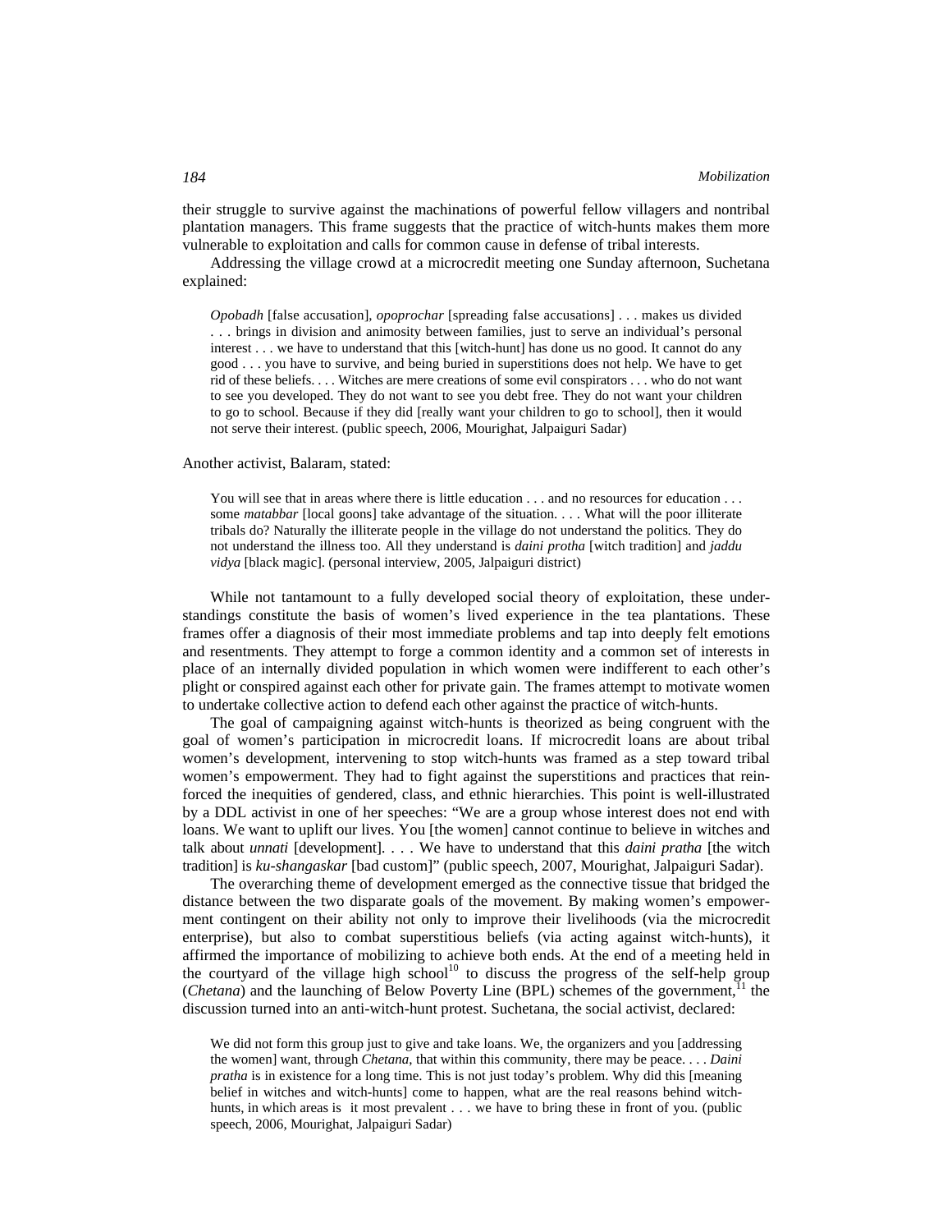their struggle to survive against the machinations of powerful fellow villagers and nontribal plantation managers. This frame suggests that the practice of witch-hunts makes them more vulnerable to exploitation and calls for common cause in defense of tribal interests.

Addressing the village crowd at a microcredit meeting one Sunday afternoon, Suchetana explained:

> *Opobadh* [false accusation], *opoprochar* [spreading false accusations] . . . makes us divided . . . brings in division and animosity between families, just to serve an individual's personal interest . . . we have to understand that this [witch-hunt] has done us no good. It cannot do any good . . . you have to survive, and being buried in superstitions does not help. We have to get rid of these beliefs. . . . Witches are mere creations of some evil conspirators . . . who do not want to see you developed. They do not want to see you debt free. They do not want your children to go to school. Because if they did [really want your children to go to school], then it would not serve their interest. (public speech, 2006, Mourighat, Jalpaiguri Sadar)

Another activist, Balaram, stated:

> You will see that in areas where there is little education . . . and no resources for education . . . some *matabbar* [local goons] take advantage of the situation. . . . What will the poor illiterate tribals do? Naturally the illiterate people in the village do not understand the politics. They do not understand the illness too. All they understand is *daini protha* [witch tradition] and *jaddu vidya* [black magic]. (personal interview, 2005, Jalpaiguri district)

While not tantamount to a fully developed social theory of exploitation, these understandings constitute the basis of women's lived experience in the tea plantations. These frames offer a diagnosis of their most immediate problems and tap into deeply felt emotions and resentments. They attempt to forge a common identity and a common set of interests in place of an internally divided population in which women were indifferent to each other's plight or conspired against each other for private gain. The frames attempt to motivate women to undertake collective action to defend each other against the practice of witch-hunts.

The goal of campaigning against witch-hunts is theorized as being congruent with the goal of women's participation in microcredit loans. If microcredit loans are about tribal women's development, intervening to stop witch-hunts was framed as a step toward tribal women's empowerment. They had to fight against the superstitions and practices that reinforced the inequities of gendered, class, and ethnic hierarchies. This point is well-illustrated by a DDL activist in one of her speeches: "We are a group whose interest does not end with loans. We want to uplift our lives. You [the women] cannot continue to believe in witches and talk about *unnati* [development]. . . . We have to understand that this *daini pratha* [the witch tradition] is *ku-shangaskar* [bad custom]" (public speech, 2007, Mourighat, Jalpaiguri Sadar).

The overarching theme of development emerged as the connective tissue that bridged the distance between the two disparate goals of the movement. By making women's empowerment contingent on their ability not only to improve their livelihoods (via the microcredit enterprise), but also to combat superstitious beliefs (via acting against witch-hunts), it affirmed the importance of mobilizing to achieve both ends. At the end of a meeting held in the courtyard of the village high school[10] to discuss the progress of the self-help group (*Chetana*) and the launching of Below Poverty Line (BPL) schemes of the government,[11] the discussion turned into an anti-witch-hunt protest. Suchetana, the social activist, declared:

> We did not form this group just to give and take loans. We, the organizers and you [addressing the women] want, through *Chetana*, that within this community, there may be peace. . . . *Daini pratha* is in existence for a long time. This is not just today's problem. Why did this [meaning belief in witches and witch-hunts] come to happen, what are the real reasons behind witch-hunts, in which areas is it most prevalent . . . we have to bring these in front of you. (public speech, 2006, Mourighat, Jalpaiguri Sadar)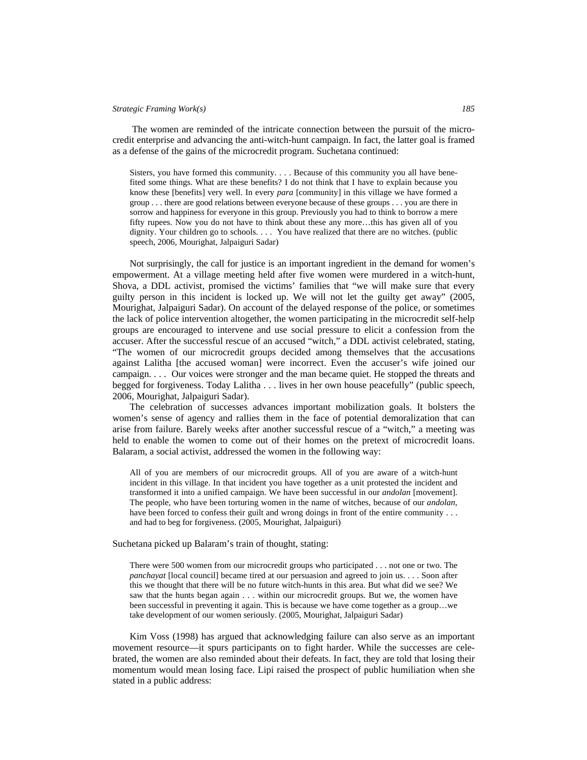The women are reminded of the intricate connection between the pursuit of the microcredit enterprise and advancing the anti-witch-hunt campaign. In fact, the latter goal is framed as a defense of the gains of the microcredit program. Suchetana continued:

> Sisters, you have formed this community. . . . Because of this community you all have benefited some things. What are these benefits? I do not think that I have to explain because you know these [benefits] very well. In every *para* [community] in this village we have formed a group . . . there are good relations between everyone because of these groups . . . you are there in sorrow and happiness for everyone in this group. Previously you had to think to borrow a mere fifty rupees. Now you do not have to think about these any more…this has given all of you dignity. Your children go to schools. . . . You have realized that there are no witches. (public speech, 2006, Mourighat, Jalpaiguri Sadar)

Not surprisingly, the call for justice is an important ingredient in the demand for women's empowerment. At a village meeting held after five women were murdered in a witch-hunt, Shova, a DDL activist, promised the victims' families that "we will make sure that every guilty person in this incident is locked up. We will not let the guilty get away" (2005, Mourighat, Jalpaiguri Sadar). On account of the delayed response of the police, or sometimes the lack of police intervention altogether, the women participating in the microcredit self-help groups are encouraged to intervene and use social pressure to elicit a confession from the accuser. After the successful rescue of an accused "witch," a DDL activist celebrated, stating, "The women of our microcredit groups decided among themselves that the accusations against Lalitha [the accused woman] were incorrect. Even the accuser's wife joined our campaign. . . . Our voices were stronger and the man became quiet. He stopped the threats and begged for forgiveness. Today Lalitha . . . lives in her own house peacefully" (public speech, 2006, Mourighat, Jalpaiguri Sadar).

The celebration of successes advances important mobilization goals. It bolsters the women's sense of agency and rallies them in the face of potential demoralization that can arise from failure. Barely weeks after another successful rescue of a "witch," a meeting was held to enable the women to come out of their homes on the pretext of microcredit loans. Balaram, a social activist, addressed the women in the following way:

> All of you are members of our microcredit groups. All of you are aware of a witch-hunt incident in this village. In that incident you have together as a unit protested the incident and transformed it into a unified campaign. We have been successful in our *andolan* [movement]. The people, who have been torturing women in the name of witches, because of our *andolan*, have been forced to confess their guilt and wrong doings in front of the entire community . . . and had to beg for forgiveness. (2005, Mourighat, Jalpaiguri)

Suchetana picked up Balaram's train of thought, stating:

> There were 500 women from our microcredit groups who participated . . . not one or two. The *panchayat* [local council] became tired at our persuasion and agreed to join us. . . . Soon after this we thought that there will be no future witch-hunts in this area. But what did we see? We saw that the hunts began again . . . within our microcredit groups. But we, the women have been successful in preventing it again. This is because we have come together as a group…we take development of our women seriously. (2005, Mourighat, Jalpaiguri Sadar)

Kim Voss (1998) has argued that acknowledging failure can also serve as an important movement resource—it spurs participants on to fight harder. While the successes are celebrated, the women are also reminded about their defeats. In fact, they are told that losing their momentum would mean losing face. Lipi raised the prospect of public humiliation when she stated in a public address: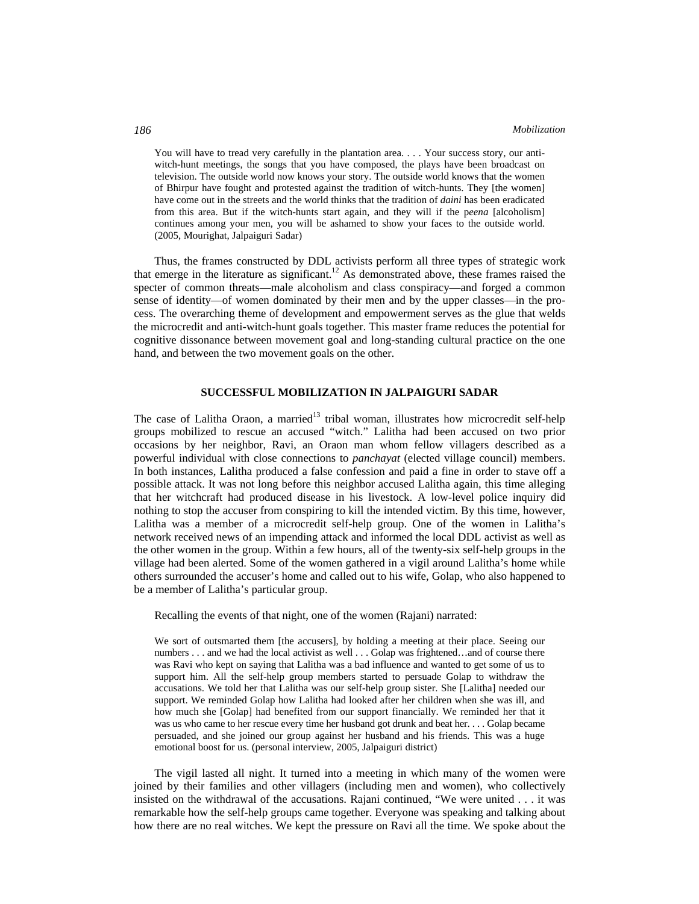> You will have to tread very carefully in the plantation area. . . . Your success story, our anti-witch-hunt meetings, the songs that you have composed, the plays have been broadcast on television. The outside world now knows your story. The outside world knows that the women of Bhirpur have fought and protested against the tradition of witch-hunts. They [the women] have come out in the streets and the world thinks that the tradition of *daini* has been eradicated from this area. But if the witch-hunts start again, and they will if the p*eena* [alcoholism] continues among your men, you will be ashamed to show your faces to the outside world. (2005, Mourighat, Jalpaiguri Sadar)

Thus, the frames constructed by DDL activists perform all three types of strategic work that emerge in the literature as significant.[12] As demonstrated above, these frames raised the specter of common threats—male alcoholism and class conspiracy—and forged a common sense of identity—of women dominated by their men and by the upper classes—in the process. The overarching theme of development and empowerment serves as the glue that welds the microcredit and anti-witch-hunt goals together. This master frame reduces the potential for cognitive dissonance between movement goal and long-standing cultural practice on the one hand, and between the two movement goals on the other.

## SUCCESSFUL MOBILIZATION IN JALPAIGURI SADAR

The case of Lalitha Oraon, a married[13] tribal woman, illustrates how microcredit self-help groups mobilized to rescue an accused "witch." Lalitha had been accused on two prior occasions by her neighbor, Ravi, an Oraon man whom fellow villagers described as a powerful individual with close connections to *panchayat* (elected village council) members. In both instances, Lalitha produced a false confession and paid a fine in order to stave off a possible attack. It was not long before this neighbor accused Lalitha again, this time alleging that her witchcraft had produced disease in his livestock. A low-level police inquiry did nothing to stop the accuser from conspiring to kill the intended victim. By this time, however, Lalitha was a member of a microcredit self-help group. One of the women in Lalitha's network received news of an impending attack and informed the local DDL activist as well as the other women in the group. Within a few hours, all of the twenty-six self-help groups in the village had been alerted. Some of the women gathered in a vigil around Lalitha's home while others surrounded the accuser's home and called out to his wife, Golap, who also happened to be a member of Lalitha's particular group.

Recalling the events of that night, one of the women (Rajani) narrated:

> We sort of outsmarted them [the accusers], by holding a meeting at their place. Seeing our numbers . . . and we had the local activist as well . . . Golap was frightened…and of course there was Ravi who kept on saying that Lalitha was a bad influence and wanted to get some of us to support him. All the self-help group members started to persuade Golap to withdraw the accusations. We told her that Lalitha was our self-help group sister. She [Lalitha] needed our support. We reminded Golap how Lalitha had looked after her children when she was ill, and how much she [Golap] had benefited from our support financially. We reminded her that it was us who came to her rescue every time her husband got drunk and beat her. . . . Golap became persuaded, and she joined our group against her husband and his friends. This was a huge emotional boost for us. (personal interview, 2005, Jalpaiguri district)

The vigil lasted all night. It turned into a meeting in which many of the women were joined by their families and other villagers (including men and women), who collectively insisted on the withdrawal of the accusations. Rajani continued, "We were united . . . it was remarkable how the self-help groups came together. Everyone was speaking and talking about how there are no real witches. We kept the pressure on Ravi all the time. We spoke about the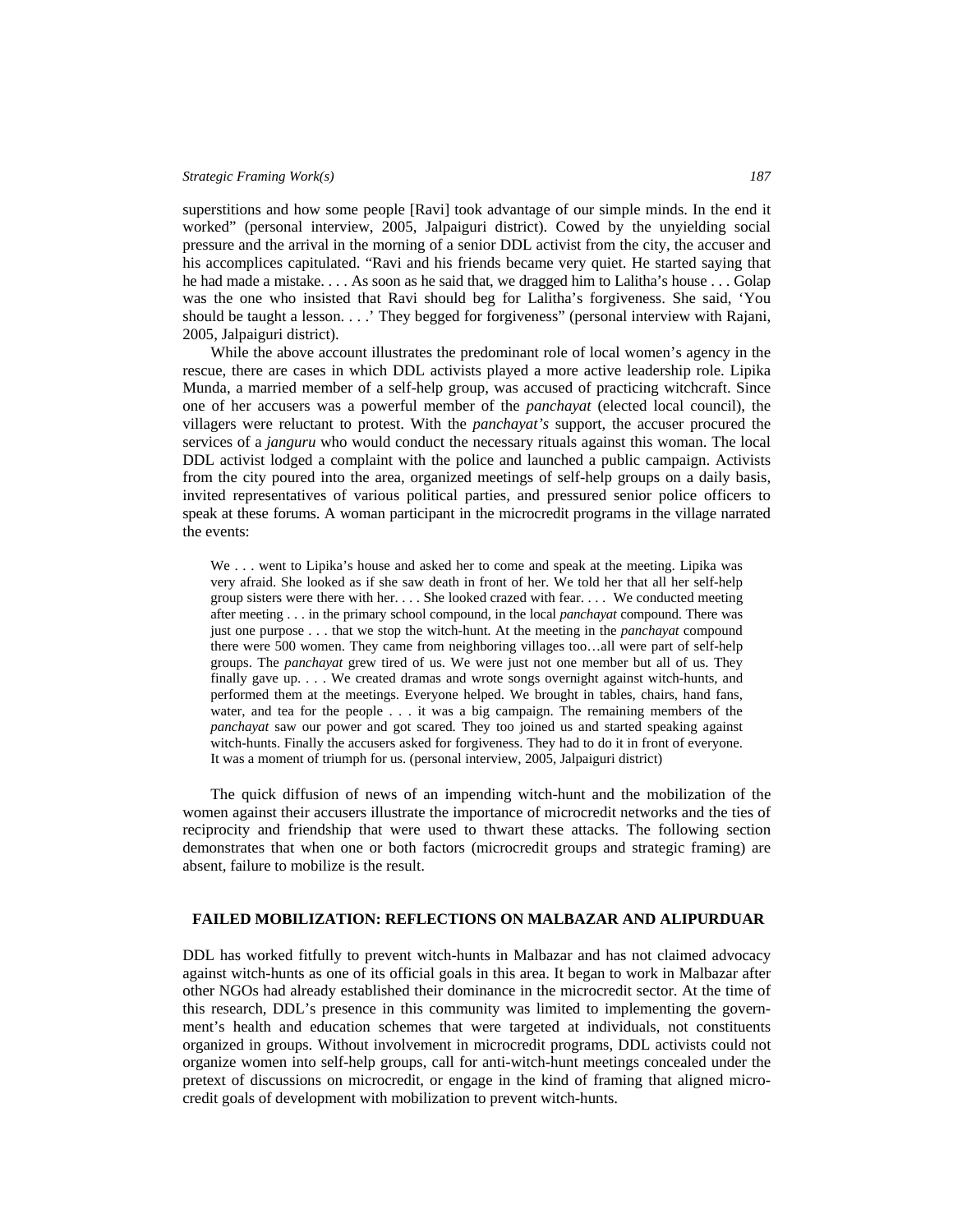superstitions and how some people [Ravi] took advantage of our simple minds. In the end it worked" (personal interview, 2005, Jalpaiguri district). Cowed by the unyielding social pressure and the arrival in the morning of a senior DDL activist from the city, the accuser and his accomplices capitulated. "Ravi and his friends became very quiet. He started saying that he had made a mistake. . . . As soon as he said that, we dragged him to Lalitha's house . . . Golap was the one who insisted that Ravi should beg for Lalitha's forgiveness. She said, 'You should be taught a lesson. . . .' They begged for forgiveness" (personal interview with Rajani, 2005, Jalpaiguri district).

While the above account illustrates the predominant role of local women's agency in the rescue, there are cases in which DDL activists played a more active leadership role. Lipika Munda, a married member of a self-help group, was accused of practicing witchcraft. Since one of her accusers was a powerful member of the *panchayat* (elected local council), the villagers were reluctant to protest. With the *panchayat's* support, the accuser procured the services of a *janguru* who would conduct the necessary rituals against this woman. The local DDL activist lodged a complaint with the police and launched a public campaign. Activists from the city poured into the area, organized meetings of self-help groups on a daily basis, invited representatives of various political parties, and pressured senior police officers to speak at these forums. A woman participant in the microcredit programs in the village narrated the events:

> We . . . went to Lipika's house and asked her to come and speak at the meeting. Lipika was very afraid. She looked as if she saw death in front of her. We told her that all her self-help group sisters were there with her. . . . She looked crazed with fear. . . . We conducted meeting after meeting . . . in the primary school compound, in the local *panchayat* compound. There was just one purpose . . . that we stop the witch-hunt. At the meeting in the *panchayat* compound there were 500 women. They came from neighboring villages too…all were part of self-help groups. The *panchayat* grew tired of us. We were just not one member but all of us. They finally gave up. . . . We created dramas and wrote songs overnight against witch-hunts, and performed them at the meetings. Everyone helped. We brought in tables, chairs, hand fans, water, and tea for the people . . . it was a big campaign. The remaining members of the *panchayat* saw our power and got scared. They too joined us and started speaking against witch-hunts. Finally the accusers asked for forgiveness. They had to do it in front of everyone. It was a moment of triumph for us. (personal interview, 2005, Jalpaiguri district)

The quick diffusion of news of an impending witch-hunt and the mobilization of the women against their accusers illustrate the importance of microcredit networks and the ties of reciprocity and friendship that were used to thwart these attacks. The following section demonstrates that when one or both factors (microcredit groups and strategic framing) are absent, failure to mobilize is the result.

## FAILED MOBILIZATION: REFLECTIONS ON MALBAZAR AND ALIPURDUAR

DDL has worked fitfully to prevent witch-hunts in Malbazar and has not claimed advocacy against witch-hunts as one of its official goals in this area. It began to work in Malbazar after other NGOs had already established their dominance in the microcredit sector. At the time of this research, DDL's presence in this community was limited to implementing the government's health and education schemes that were targeted at individuals, not constituents organized in groups. Without involvement in microcredit programs, DDL activists could not organize women into self-help groups, call for anti-witch-hunt meetings concealed under the pretext of discussions on microcredit, or engage in the kind of framing that aligned microcredit goals of development with mobilization to prevent witch-hunts.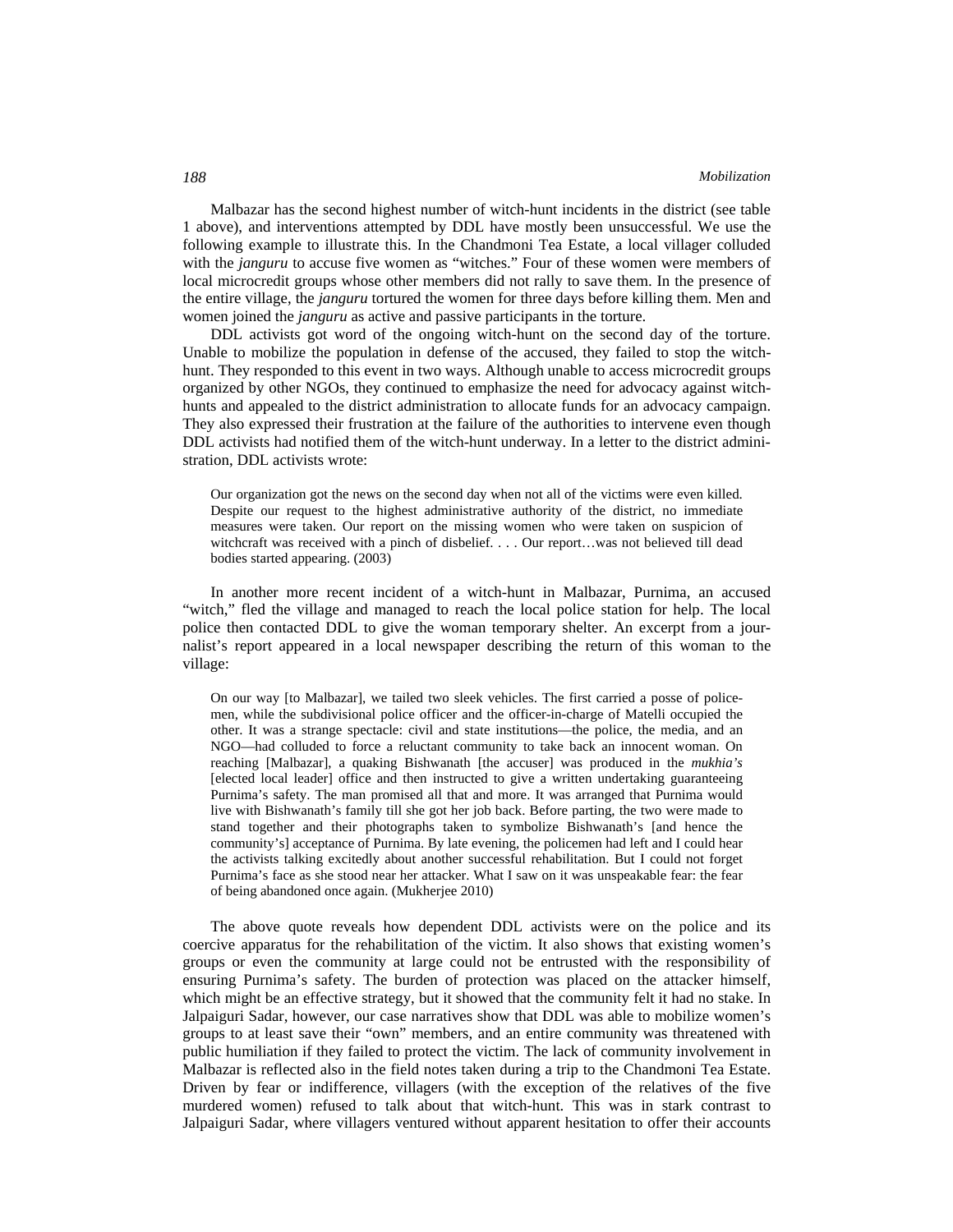Malbazar has the second highest number of witch-hunt incidents in the district (see table 1 above), and interventions attempted by DDL have mostly been unsuccessful. We use the following example to illustrate this. In the Chandmoni Tea Estate, a local villager colluded with the *janguru* to accuse five women as "witches." Four of these women were members of local microcredit groups whose other members did not rally to save them. In the presence of the entire village, the *janguru* tortured the women for three days before killing them. Men and women joined the *janguru* as active and passive participants in the torture.

DDL activists got word of the ongoing witch-hunt on the second day of the torture. Unable to mobilize the population in defense of the accused, they failed to stop the witch-hunt. They responded to this event in two ways. Although unable to access microcredit groups organized by other NGOs, they continued to emphasize the need for advocacy against witch-hunts and appealed to the district administration to allocate funds for an advocacy campaign. They also expressed their frustration at the failure of the authorities to intervene even though DDL activists had notified them of the witch-hunt underway. In a letter to the district administration, DDL activists wrote:

> Our organization got the news on the second day when not all of the victims were even killed. Despite our request to the highest administrative authority of the district, no immediate measures were taken. Our report on the missing women who were taken on suspicion of witchcraft was received with a pinch of disbelief. . . . Our report…was not believed till dead bodies started appearing. (2003)

In another more recent incident of a witch-hunt in Malbazar, Purnima, an accused "witch," fled the village and managed to reach the local police station for help. The local police then contacted DDL to give the woman temporary shelter. An excerpt from a journalist's report appeared in a local newspaper describing the return of this woman to the village:

> On our way [to Malbazar], we tailed two sleek vehicles. The first carried a posse of policemen, while the subdivisional police officer and the officer-in-charge of Matelli occupied the other. It was a strange spectacle: civil and state institutions—the police, the media, and an NGO—had colluded to force a reluctant community to take back an innocent woman. On reaching [Malbazar], a quaking Bishwanath [the accuser] was produced in the *mukhia's* [elected local leader] office and then instructed to give a written undertaking guaranteeing Purnima's safety. The man promised all that and more. It was arranged that Purnima would live with Bishwanath's family till she got her job back. Before parting, the two were made to stand together and their photographs taken to symbolize Bishwanath's [and hence the community's] acceptance of Purnima. By late evening, the policemen had left and I could hear the activists talking excitedly about another successful rehabilitation. But I could not forget Purnima's face as she stood near her attacker. What I saw on it was unspeakable fear: the fear of being abandoned once again. (Mukherjee 2010)

The above quote reveals how dependent DDL activists were on the police and its coercive apparatus for the rehabilitation of the victim. It also shows that existing women's groups or even the community at large could not be entrusted with the responsibility of ensuring Purnima's safety. The burden of protection was placed on the attacker himself, which might be an effective strategy, but it showed that the community felt it had no stake. In Jalpaiguri Sadar, however, our case narratives show that DDL was able to mobilize women's groups to at least save their "own" members, and an entire community was threatened with public humiliation if they failed to protect the victim. The lack of community involvement in Malbazar is reflected also in the field notes taken during a trip to the Chandmoni Tea Estate. Driven by fear or indifference, villagers (with the exception of the relatives of the five murdered women) refused to talk about that witch-hunt. This was in stark contrast to Jalpaiguri Sadar, where villagers ventured without apparent hesitation to offer their accounts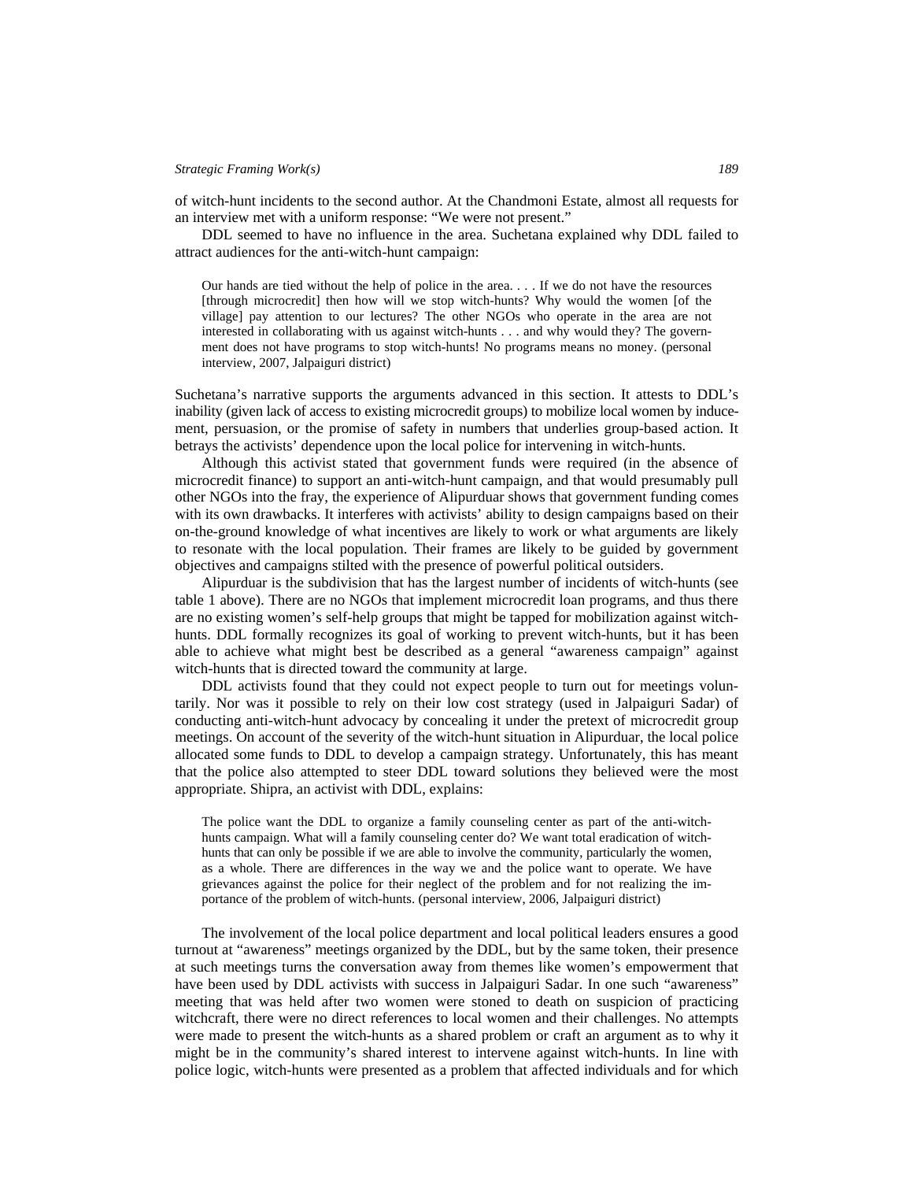of witch-hunt incidents to the second author. At the Chandmoni Estate, almost all requests for an interview met with a uniform response: "We were not present."

DDL seemed to have no influence in the area. Suchetana explained why DDL failed to attract audiences for the anti-witch-hunt campaign:

> Our hands are tied without the help of police in the area. . . . If we do not have the resources [through microcredit] then how will we stop witch-hunts? Why would the women [of the village] pay attention to our lectures? The other NGOs who operate in the area are not interested in collaborating with us against witch-hunts . . . and why would they? The government does not have programs to stop witch-hunts! No programs means no money. (personal interview, 2007, Jalpaiguri district)

Suchetana's narrative supports the arguments advanced in this section. It attests to DDL's inability (given lack of access to existing microcredit groups) to mobilize local women by inducement, persuasion, or the promise of safety in numbers that underlies group-based action. It betrays the activists' dependence upon the local police for intervening in witch-hunts.

Although this activist stated that government funds were required (in the absence of microcredit finance) to support an anti-witch-hunt campaign, and that would presumably pull other NGOs into the fray, the experience of Alipurduar shows that government funding comes with its own drawbacks. It interferes with activists' ability to design campaigns based on their on-the-ground knowledge of what incentives are likely to work or what arguments are likely to resonate with the local population. Their frames are likely to be guided by government objectives and campaigns stilted with the presence of powerful political outsiders.

Alipurduar is the subdivision that has the largest number of incidents of witch-hunts (see table 1 above). There are no NGOs that implement microcredit loan programs, and thus there are no existing women's self-help groups that might be tapped for mobilization against witch-hunts. DDL formally recognizes its goal of working to prevent witch-hunts, but it has been able to achieve what might best be described as a general "awareness campaign" against witch-hunts that is directed toward the community at large.

DDL activists found that they could not expect people to turn out for meetings voluntarily. Nor was it possible to rely on their low cost strategy (used in Jalpaiguri Sadar) of conducting anti-witch-hunt advocacy by concealing it under the pretext of microcredit group meetings. On account of the severity of the witch-hunt situation in Alipurduar, the local police allocated some funds to DDL to develop a campaign strategy. Unfortunately, this has meant that the police also attempted to steer DDL toward solutions they believed were the most appropriate. Shipra, an activist with DDL, explains:

> The police want the DDL to organize a family counseling center as part of the anti-witch-hunts campaign. What will a family counseling center do? We want total eradication of witch-hunts that can only be possible if we are able to involve the community, particularly the women, as a whole. There are differences in the way we and the police want to operate. We have grievances against the police for their neglect of the problem and for not realizing the importance of the problem of witch-hunts. (personal interview, 2006, Jalpaiguri district)

The involvement of the local police department and local political leaders ensures a good turnout at "awareness" meetings organized by the DDL, but by the same token, their presence at such meetings turns the conversation away from themes like women's empowerment that have been used by DDL activists with success in Jalpaiguri Sadar. In one such "awareness" meeting that was held after two women were stoned to death on suspicion of practicing witchcraft, there were no direct references to local women and their challenges. No attempts were made to present the witch-hunts as a shared problem or craft an argument as to why it might be in the community's shared interest to intervene against witch-hunts. In line with police logic, witch-hunts were presented as a problem that affected individuals and for which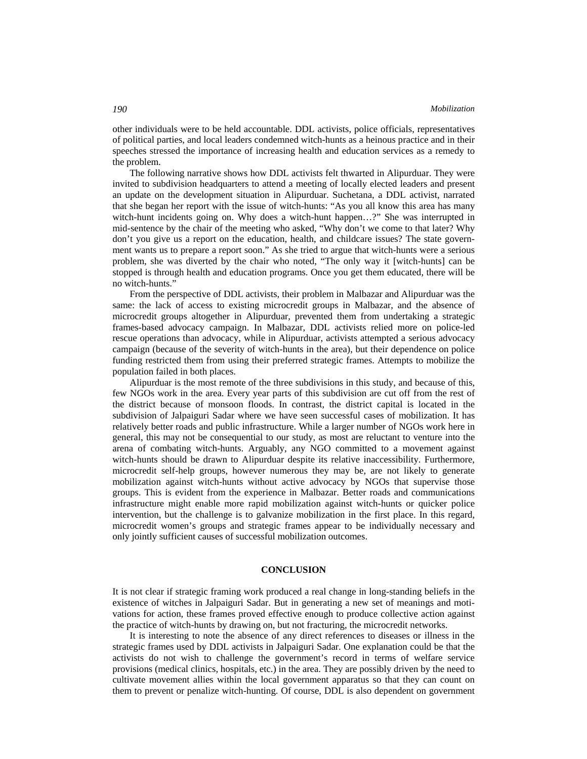other individuals were to be held accountable. DDL activists, police officials, representatives of political parties, and local leaders condemned witch-hunts as a heinous practice and in their speeches stressed the importance of increasing health and education services as a remedy to the problem.

The following narrative shows how DDL activists felt thwarted in Alipurduar. They were invited to subdivision headquarters to attend a meeting of locally elected leaders and present an update on the development situation in Alipurduar. Suchetana, a DDL activist, narrated that she began her report with the issue of witch-hunts: "As you all know this area has many witch-hunt incidents going on. Why does a witch-hunt happen…?" She was interrupted in mid-sentence by the chair of the meeting who asked, "Why don't we come to that later? Why don't you give us a report on the education, health, and childcare issues? The state government wants us to prepare a report soon." As she tried to argue that witch-hunts were a serious problem, she was diverted by the chair who noted, "The only way it [witch-hunts] can be stopped is through health and education programs. Once you get them educated, there will be no witch-hunts."

From the perspective of DDL activists, their problem in Malbazar and Alipurduar was the same: the lack of access to existing microcredit groups in Malbazar, and the absence of microcredit groups altogether in Alipurduar, prevented them from undertaking a strategic frames-based advocacy campaign. In Malbazar, DDL activists relied more on police-led rescue operations than advocacy, while in Alipurduar, activists attempted a serious advocacy campaign (because of the severity of witch-hunts in the area), but their dependence on police funding restricted them from using their preferred strategic frames. Attempts to mobilize the population failed in both places.

Alipurduar is the most remote of the three subdivisions in this study, and because of this, few NGOs work in the area. Every year parts of this subdivision are cut off from the rest of the district because of monsoon floods. In contrast, the district capital is located in the subdivision of Jalpaiguri Sadar where we have seen successful cases of mobilization. It has relatively better roads and public infrastructure. While a larger number of NGOs work here in general, this may not be consequential to our study, as most are reluctant to venture into the arena of combating witch-hunts. Arguably, any NGO committed to a movement against witch-hunts should be drawn to Alipurduar despite its relative inaccessibility. Furthermore, microcredit self-help groups, however numerous they may be, are not likely to generate mobilization against witch-hunts without active advocacy by NGOs that supervise those groups. This is evident from the experience in Malbazar. Better roads and communications infrastructure might enable more rapid mobilization against witch-hunts or quicker police intervention, but the challenge is to galvanize mobilization in the first place. In this regard, microcredit women's groups and strategic frames appear to be individually necessary and only jointly sufficient causes of successful mobilization outcomes.

## CONCLUSION

It is not clear if strategic framing work produced a real change in long-standing beliefs in the existence of witches in Jalpaiguri Sadar. But in generating a new set of meanings and motivations for action, these frames proved effective enough to produce collective action against the practice of witch-hunts by drawing on, but not fracturing, the microcredit networks.

It is interesting to note the absence of any direct references to diseases or illness in the strategic frames used by DDL activists in Jalpaiguri Sadar. One explanation could be that the activists do not wish to challenge the government's record in terms of welfare service provisions (medical clinics, hospitals, etc.) in the area. They are possibly driven by the need to cultivate movement allies within the local government apparatus so that they can count on them to prevent or penalize witch-hunting. Of course, DDL is also dependent on government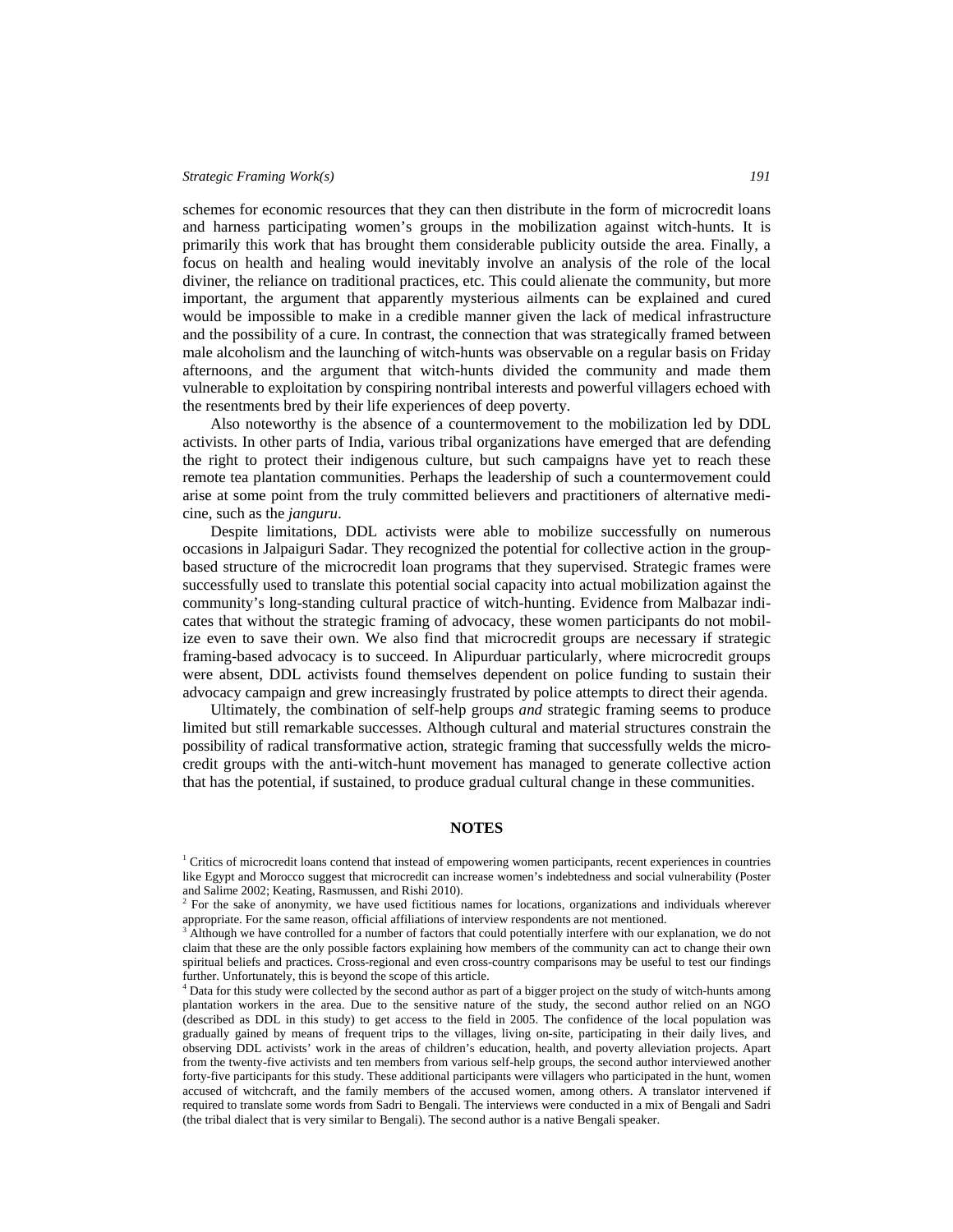schemes for economic resources that they can then distribute in the form of microcredit loans and harness participating women's groups in the mobilization against witch-hunts. It is primarily this work that has brought them considerable publicity outside the area. Finally, a focus on health and healing would inevitably involve an analysis of the role of the local diviner, the reliance on traditional practices, etc. This could alienate the community, but more important, the argument that apparently mysterious ailments can be explained and cured would be impossible to make in a credible manner given the lack of medical infrastructure and the possibility of a cure. In contrast, the connection that was strategically framed between male alcoholism and the launching of witch-hunts was observable on a regular basis on Friday afternoons, and the argument that witch-hunts divided the community and made them vulnerable to exploitation by conspiring nontribal interests and powerful villagers echoed with the resentments bred by their life experiences of deep poverty.

Also noteworthy is the absence of a countermovement to the mobilization led by DDL activists. In other parts of India, various tribal organizations have emerged that are defending the right to protect their indigenous culture, but such campaigns have yet to reach these remote tea plantation communities. Perhaps the leadership of such a countermovement could arise at some point from the truly committed believers and practitioners of alternative medicine, such as the *janguru*.

Despite limitations, DDL activists were able to mobilize successfully on numerous occasions in Jalpaiguri Sadar. They recognized the potential for collective action in the group-based structure of the microcredit loan programs that they supervised. Strategic frames were successfully used to translate this potential social capacity into actual mobilization against the community's long-standing cultural practice of witch-hunting. Evidence from Malbazar indicates that without the strategic framing of advocacy, these women participants do not mobilize even to save their own. We also find that microcredit groups are necessary if strategic framing-based advocacy is to succeed. In Alipurduar particularly, where microcredit groups were absent, DDL activists found themselves dependent on police funding to sustain their advocacy campaign and grew increasingly frustrated by police attempts to direct their agenda.

Ultimately, the combination of self-help groups *and* strategic framing seems to produce limited but still remarkable successes. Although cultural and material structures constrain the possibility of radical transformative action, strategic framing that successfully welds the microcredit groups with the anti-witch-hunt movement has managed to generate collective action that has the potential, if sustained, to produce gradual cultural change in these communities.

## NOTES

[1] Critics of microcredit loans contend that instead of empowering women participants, recent experiences in countries like Egypt and Morocco suggest that microcredit can increase women's indebtedness and social vulnerability (Poster and Salime 2002; Keating, Rasmussen, and Rishi 2010).

[2] For the sake of anonymity, we have used fictitious names for locations, organizations and individuals wherever appropriate. For the same reason, official affiliations of interview respondents are not mentioned.

[3] Although we have controlled for a number of factors that could potentially interfere with our explanation, we do not claim that these are the only possible factors explaining how members of the community can act to change their own spiritual beliefs and practices. Cross-regional and even cross-country comparisons may be useful to test our findings further. Unfortunately, this is beyond the scope of this article.

[4] Data for this study were collected by the second author as part of a bigger project on the study of witch-hunts among plantation workers in the area. Due to the sensitive nature of the study, the second author relied on an NGO (described as DDL in this study) to get access to the field in 2005. The confidence of the local population was gradually gained by means of frequent trips to the villages, living on-site, participating in their daily lives, and observing DDL activists' work in the areas of children's education, health, and poverty alleviation projects. Apart from the twenty-five activists and ten members from various self-help groups, the second author interviewed another forty-five participants for this study. These additional participants were villagers who participated in the hunt, women accused of witchcraft, and the family members of the accused women, among others. A translator intervened if required to translate some words from Sadri to Bengali. The interviews were conducted in a mix of Bengali and Sadri (the tribal dialect that is very similar to Bengali). The second author is a native Bengali speaker.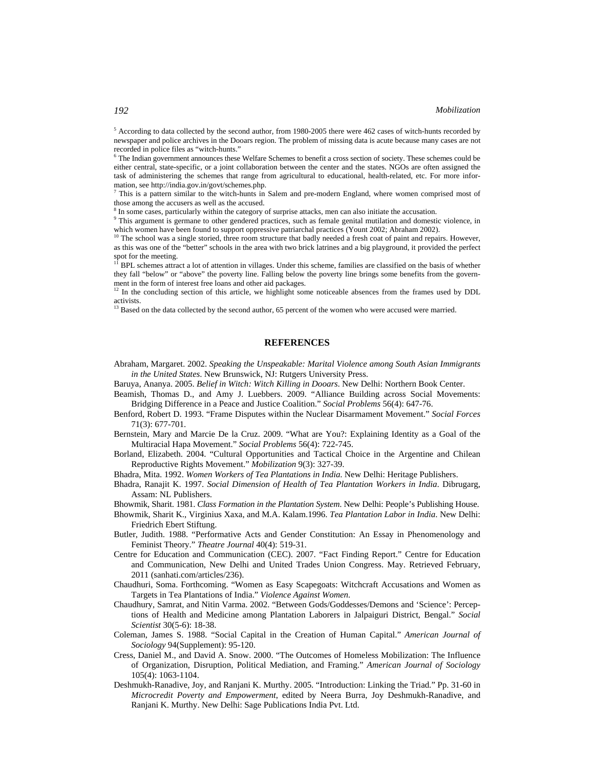[5] According to data collected by the second author, from 1980-2005 there were 462 cases of witch-hunts recorded by newspaper and police archives in the Dooars region. The problem of missing data is acute because many cases are not recorded in police files as "witch-hunts."

[6] The Indian government announces these Welfare Schemes to benefit a cross section of society. These schemes could be either central, state-specific, or a joint collaboration between the center and the states. NGOs are often assigned the task of administering the schemes that range from agricultural to educational, health-related, etc. For more information, see http://india.gov.in/govt/schemes.php.

[7] This is a pattern similar to the witch-hunts in Salem and pre-modern England, where women comprised most of those among the accusers as well as the accused.

[8] In some cases, particularly within the category of surprise attacks, men can also initiate the accusation.

[9] This argument is germane to other gendered practices, such as female genital mutilation and domestic violence, in which women have been found to support oppressive patriarchal practices (Yount 2002; Abraham 2002).

[10] The school was a single storied, three room structure that badly needed a fresh coat of paint and repairs. However, as this was one of the "better" schools in the area with two brick latrines and a big playground, it provided the perfect spot for the meeting.

[11] BPL schemes attract a lot of attention in villages. Under this scheme, families are classified on the basis of whether they fall "below" or "above" the poverty line. Falling below the poverty line brings some benefits from the government in the form of interest free loans and other aid packages.

[12] In the concluding section of this article, we highlight some noticeable absences from the frames used by DDL activists.

[13] Based on the data collected by the second author, 65 percent of the women who were accused were married.

## REFERENCES

Abraham, Margaret. 2002. *Speaking the Unspeakable: Marital Violence among South Asian Immigrants in the United States*. New Brunswick, NJ: Rutgers University Press.

Baruya, Ananya. 2005. *Belief in Witch: Witch Killing in Dooars*. New Delhi: Northern Book Center.

Beamish, Thomas D., and Amy J. Luebbers. 2009. "Alliance Building across Social Movements: Bridging Difference in a Peace and Justice Coalition." *Social Problems* 56(4): 647-76.

Benford, Robert D. 1993. "Frame Disputes within the Nuclear Disarmament Movement." *Social Forces* 71(3): 677-701.

Bernstein, Mary and Marcie De la Cruz. 2009. "What are You?: Explaining Identity as a Goal of the Multiracial Hapa Movement." *Social Problems* 56(4): 722-745.

Borland, Elizabeth. 2004. "Cultural Opportunities and Tactical Choice in the Argentine and Chilean Reproductive Rights Movement." *Mobilization* 9(3): 327-39.

Bhadra, Mita. 1992. *Women Workers of Tea Plantations in India*. New Delhi: Heritage Publishers.

Bhadra, Ranajit K. 1997. *Social Dimension of Health of Tea Plantation Workers in India*. Dibrugarg, Assam: NL Publishers.

Bhowmik, Sharit. 1981. *Class Formation in the Plantation System*. New Delhi: People's Publishing House.

Bhowmik, Sharit K., Virginius Xaxa, and M.A. Kalam.1996. *Tea Plantation Labor in India*. New Delhi: Friedrich Ebert Stiftung.

Butler, Judith. 1988. "Performative Acts and Gender Constitution: An Essay in Phenomenology and Feminist Theory." *Theatre Journal* 40(4): 519-31.

Centre for Education and Communication (CEC). 2007. "Fact Finding Report." Centre for Education and Communication, New Delhi and United Trades Union Congress. May. Retrieved February, 2011 (sanhati.com/articles/236).

Chaudhuri, Soma. Forthcoming. "Women as Easy Scapegoats: Witchcraft Accusations and Women as Targets in Tea Plantations of India." *Violence Against Women*.

Chaudhury, Samrat, and Nitin Varma. 2002. "Between Gods/Goddesses/Demons and 'Science': Perceptions of Health and Medicine among Plantation Laborers in Jalpaiguri District, Bengal." *Social Scientist* 30(5-6): 18-38.

Coleman, James S. 1988. "Social Capital in the Creation of Human Capital." *American Journal of Sociology* 94(Supplement): 95-120.

Cress, Daniel M., and David A. Snow. 2000. "The Outcomes of Homeless Mobilization: The Influence of Organization, Disruption, Political Mediation, and Framing." *American Journal of Sociology* 105(4): 1063-1104.

Deshmukh-Ranadive, Joy, and Ranjani K. Murthy. 2005. "Introduction: Linking the Triad." Pp. 31-60 in *Microcredit Poverty and Empowerment*, edited by Neera Burra, Joy Deshmukh-Ranadive, and Ranjani K. Murthy. New Delhi: Sage Publications India Pvt. Ltd.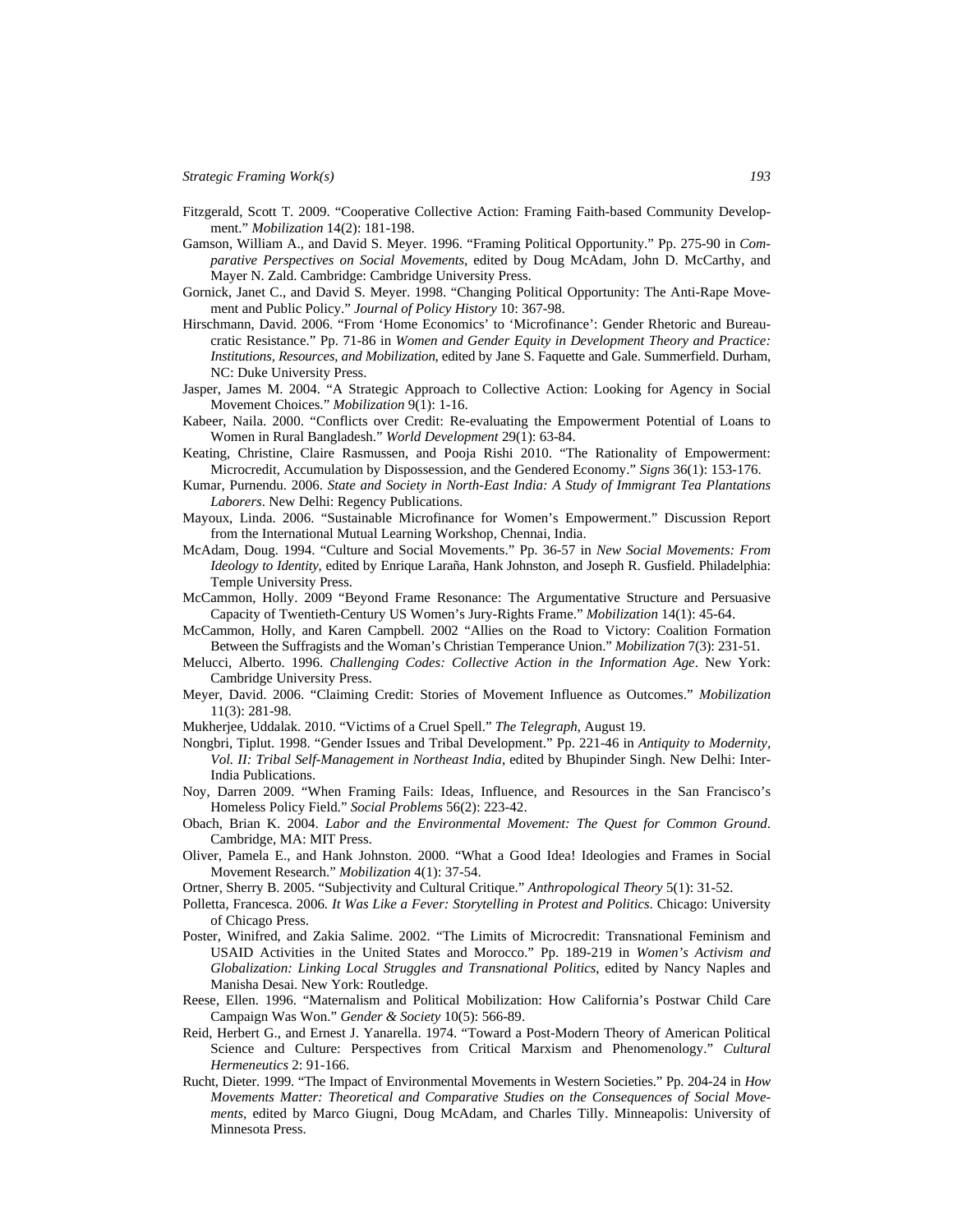Fitzgerald, Scott T. 2009. "Cooperative Collective Action: Framing Faith-based Community Development." *Mobilization* 14(2): 181-198.

Gamson, William A., and David S. Meyer. 1996. "Framing Political Opportunity." Pp. 275-90 in *Comparative Perspectives on Social Movements*, edited by Doug McAdam, John D. McCarthy, and Mayer N. Zald. Cambridge: Cambridge University Press.

Gornick, Janet C., and David S. Meyer. 1998. "Changing Political Opportunity: The Anti-Rape Movement and Public Policy." *Journal of Policy History* 10: 367-98.

Hirschmann, David. 2006. "From 'Home Economics' to 'Microfinance': Gender Rhetoric and Bureaucratic Resistance." Pp. 71-86 in *Women and Gender Equity in Development Theory and Practice: Institutions, Resources, and Mobilization*, edited by Jane S. Faquette and Gale. Summerfield. Durham, NC: Duke University Press.

Jasper, James M. 2004. "A Strategic Approach to Collective Action: Looking for Agency in Social Movement Choices." *Mobilization* 9(1): 1-16.

Kabeer, Naila. 2000. "Conflicts over Credit: Re-evaluating the Empowerment Potential of Loans to Women in Rural Bangladesh." *World Development* 29(1): 63-84.

Keating, Christine, Claire Rasmussen, and Pooja Rishi 2010. "The Rationality of Empowerment: Microcredit, Accumulation by Dispossession, and the Gendered Economy." *Signs* 36(1): 153-176.

Kumar, Purnendu. 2006. *State and Society in North-East India: A Study of Immigrant Tea Plantations Laborers*. New Delhi: Regency Publications.

Mayoux, Linda. 2006. "Sustainable Microfinance for Women's Empowerment." Discussion Report from the International Mutual Learning Workshop, Chennai, India.

McAdam, Doug. 1994. "Culture and Social Movements." Pp. 36-57 in *New Social Movements: From Ideology to Identity*, edited by Enrique Laraña, Hank Johnston, and Joseph R. Gusfield. Philadelphia: Temple University Press.

McCammon, Holly. 2009 "Beyond Frame Resonance: The Argumentative Structure and Persuasive Capacity of Twentieth-Century US Women's Jury-Rights Frame." *Mobilization* 14(1): 45-64.

McCammon, Holly, and Karen Campbell. 2002 "Allies on the Road to Victory: Coalition Formation Between the Suffragists and the Woman's Christian Temperance Union." *Mobilization* 7(3): 231-51.

Melucci, Alberto. 1996. *Challenging Codes: Collective Action in the Information Age*. New York: Cambridge University Press.

Meyer, David. 2006. "Claiming Credit: Stories of Movement Influence as Outcomes." *Mobilization* 11(3): 281-98.

Mukherjee, Uddalak. 2010. "Victims of a Cruel Spell." *The Telegraph*, August 19.

Nongbri, Tiplut. 1998. "Gender Issues and Tribal Development." Pp. 221-46 in *Antiquity to Modernity, Vol. II: Tribal Self-Management in Northeast India*, edited by Bhupinder Singh. New Delhi: Inter-India Publications.

Noy, Darren 2009. "When Framing Fails: Ideas, Influence, and Resources in the San Francisco's Homeless Policy Field." *Social Problems* 56(2): 223-42.

Obach, Brian K. 2004. *Labor and the Environmental Movement: The Quest for Common Ground*. Cambridge, MA: MIT Press.

Oliver, Pamela E., and Hank Johnston. 2000. "What a Good Idea! Ideologies and Frames in Social Movement Research." *Mobilization* 4(1): 37-54.

Ortner, Sherry B. 2005. "Subjectivity and Cultural Critique." *Anthropological Theory* 5(1): 31-52.

Polletta, Francesca. 2006. *It Was Like a Fever: Storytelling in Protest and Politics*. Chicago: University of Chicago Press.

Poster, Winifred, and Zakia Salime. 2002. "The Limits of Microcredit: Transnational Feminism and USAID Activities in the United States and Morocco." Pp. 189-219 in *Women's Activism and Globalization: Linking Local Struggles and Transnational Politics*, edited by Nancy Naples and Manisha Desai. New York: Routledge.

Reese, Ellen. 1996. "Maternalism and Political Mobilization: How California's Postwar Child Care Campaign Was Won." *Gender & Society* 10(5): 566-89.

Reid, Herbert G., and Ernest J. Yanarella. 1974. "Toward a Post-Modern Theory of American Political Science and Culture: Perspectives from Critical Marxism and Phenomenology." *Cultural Hermeneutics* 2: 91-166.

Rucht, Dieter. 1999. "The Impact of Environmental Movements in Western Societies." Pp. 204-24 in *How Movements Matter: Theoretical and Comparative Studies on the Consequences of Social Movements*, edited by Marco Giugni, Doug McAdam, and Charles Tilly. Minneapolis: University of Minnesota Press.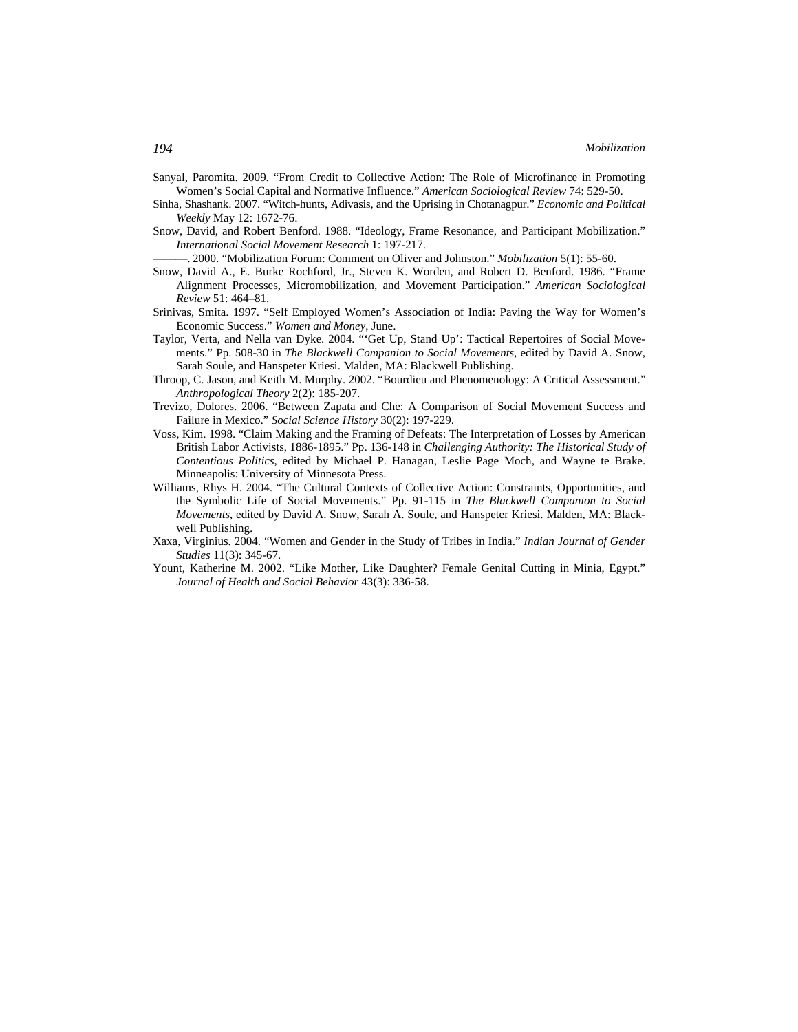Sanyal, Paromita. 2009. "From Credit to Collective Action: The Role of Microfinance in Promoting Women's Social Capital and Normative Influence." *American Sociological Review* 74: 529-50.

Sinha, Shashank. 2007. "Witch-hunts, Adivasis, and the Uprising in Chotanagpur." *Economic and Political Weekly* May 12: 1672-76.

Snow, David, and Robert Benford. 1988. "Ideology, Frame Resonance, and Participant Mobilization." *International Social Movement Research* 1: 197-217.

———. 2000. "Mobilization Forum: Comment on Oliver and Johnston." *Mobilization* 5(1): 55-60.

Snow, David A., E. Burke Rochford, Jr., Steven K. Worden, and Robert D. Benford. 1986. "Frame Alignment Processes, Micromobilization, and Movement Participation." *American Sociological Review* 51: 464–81.

Srinivas, Smita. 1997. "Self Employed Women's Association of India: Paving the Way for Women's Economic Success." *Women and Money*, June.

Taylor, Verta, and Nella van Dyke. 2004. "'Get Up, Stand Up': Tactical Repertoires of Social Movements." Pp. 508-30 in *The Blackwell Companion to Social Movements*, edited by David A. Snow, Sarah Soule, and Hanspeter Kriesi. Malden, MA: Blackwell Publishing.

Throop, C. Jason, and Keith M. Murphy. 2002. "Bourdieu and Phenomenology: A Critical Assessment." *Anthropological Theory* 2(2): 185-207.

Trevizo, Dolores. 2006. "Between Zapata and Che: A Comparison of Social Movement Success and Failure in Mexico." *Social Science History* 30(2): 197-229.

Voss, Kim. 1998. "Claim Making and the Framing of Defeats: The Interpretation of Losses by American British Labor Activists, 1886-1895." Pp. 136-148 in *Challenging Authority: The Historical Study of Contentious Politics*, edited by Michael P. Hanagan, Leslie Page Moch, and Wayne te Brake. Minneapolis: University of Minnesota Press.

Williams, Rhys H. 2004. "The Cultural Contexts of Collective Action: Constraints, Opportunities, and the Symbolic Life of Social Movements." Pp. 91-115 in *The Blackwell Companion to Social Movements*, edited by David A. Snow, Sarah A. Soule, and Hanspeter Kriesi. Malden, MA: Blackwell Publishing.

Xaxa, Virginius. 2004. "Women and Gender in the Study of Tribes in India." *Indian Journal of Gender Studies* 11(3): 345-67.

Yount, Katherine M. 2002. "Like Mother, Like Daughter? Female Genital Cutting in Minia, Egypt." *Journal of Health and Social Behavior* 43(3): 336-58.